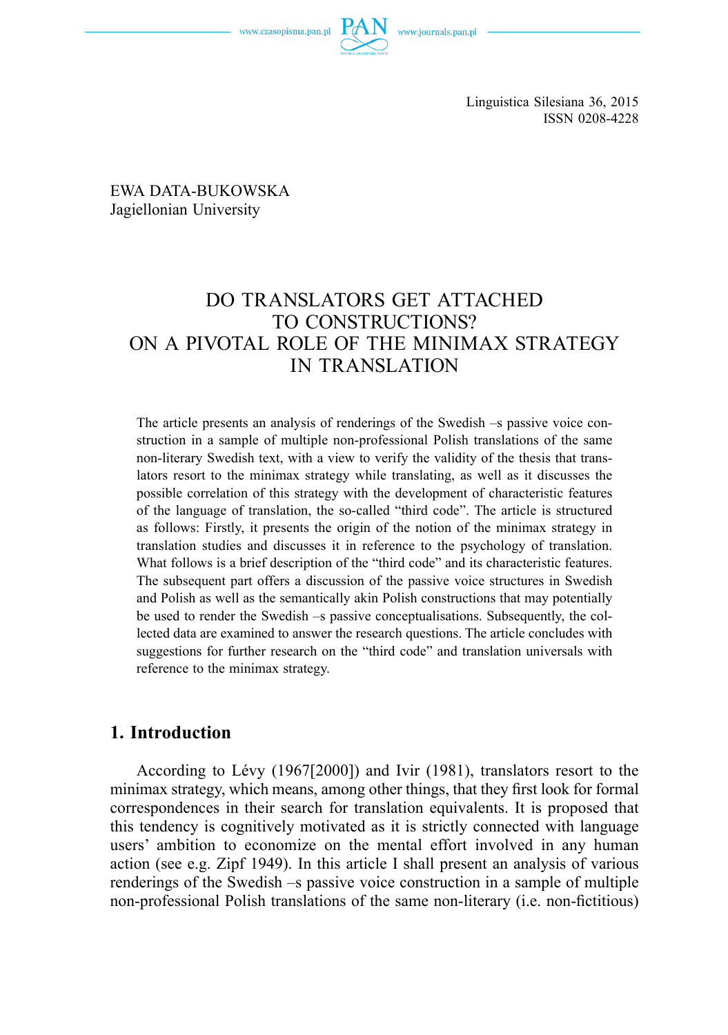Linguistica Silesiana 36, 2015
ISSN 0208-4228

EWA DATA-BUKOWSKA
Jagiellonian University

# DO TRANSLATORS GET ATTACHED TO CONSTRUCTIONS? ON A PIVOTAL ROLE OF THE MINIMAX STRATEGY IN TRANSLATION

The article presents an analysis of renderings of the Swedish –s passive voice construction in a sample of multiple non-professional Polish translations of the same non-literary Swedish text, with a view to verify the validity of the thesis that translators resort to the minimax strategy while translating, as well as it discusses the possible correlation of this strategy with the development of characteristic features of the language of translation, the so-called "third code". The article is structured as follows: Firstly, it presents the origin of the notion of the minimax strategy in translation studies and discusses it in reference to the psychology of translation. What follows is a brief description of the "third code" and its characteristic features. The subsequent part offers a discussion of the passive voice structures in Swedish and Polish as well as the semantically akin Polish constructions that may potentially be used to render the Swedish –s passive conceptualisations. Subsequently, the collected data are examined to answer the research questions. The article concludes with suggestions for further research on the "third code" and translation universals with reference to the minimax strategy.

## 1. Introduction

According to Lévy (1967[2000]) and Ivir (1981), translators resort to the minimax strategy, which means, among other things, that they first look for formal correspondences in their search for translation equivalents. It is proposed that this tendency is cognitively motivated as it is strictly connected with language users' ambition to economize on the mental effort involved in any human action (see e.g. Zipf 1949). In this article I shall present an analysis of various renderings of the Swedish –s passive voice construction in a sample of multiple non-professional Polish translations of the same non-literary (i.e. non-fictitious)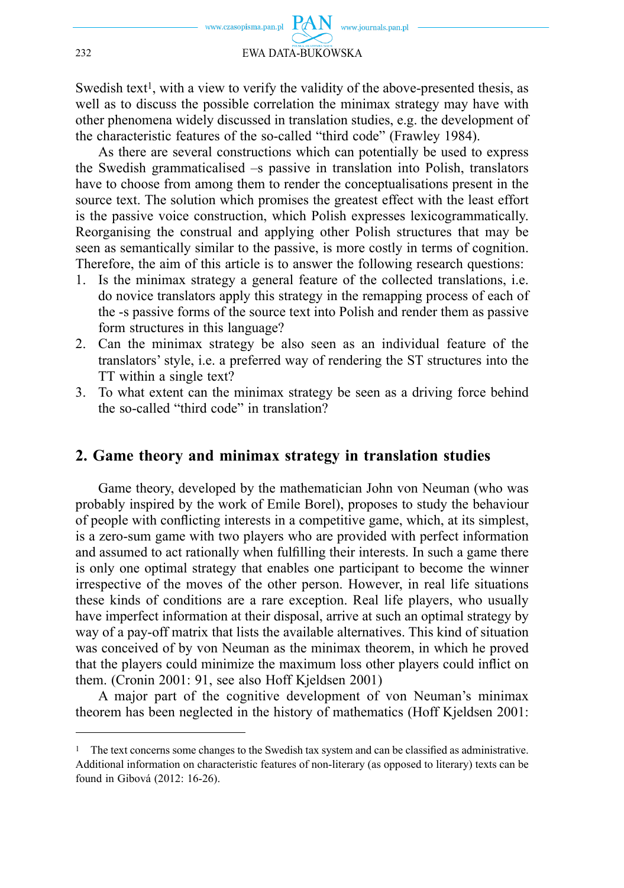Swedish text[1], with a view to verify the validity of the above-presented thesis, as well as to discuss the possible correlation the minimax strategy may have with other phenomena widely discussed in translation studies, e.g. the development of the characteristic features of the so-called "third code" (Frawley 1984).

As there are several constructions which can potentially be used to express the Swedish grammaticalised –s passive in translation into Polish, translators have to choose from among them to render the conceptualisations present in the source text. The solution which promises the greatest effect with the least effort is the passive voice construction, which Polish expresses lexicogrammatically. Reorganising the construal and applying other Polish structures that may be seen as semantically similar to the passive, is more costly in terms of cognition. Therefore, the aim of this article is to answer the following research questions:

1. Is the minimax strategy a general feature of the collected translations, i.e. do novice translators apply this strategy in the remapping process of each of the -s passive forms of the source text into Polish and render them as passive form structures in this language?
2. Can the minimax strategy be also seen as an individual feature of the translators' style, i.e. a preferred way of rendering the ST structures into the TT within a single text?
3. To what extent can the minimax strategy be seen as a driving force behind the so-called "third code" in translation?

## 2. Game theory and minimax strategy in translation studies

Game theory, developed by the mathematician John von Neuman (who was probably inspired by the work of Emile Borel), proposes to study the behaviour of people with conflicting interests in a competitive game, which, at its simplest, is a zero-sum game with two players who are provided with perfect information and assumed to act rationally when fulfilling their interests. In such a game there is only one optimal strategy that enables one participant to become the winner irrespective of the moves of the other person. However, in real life situations these kinds of conditions are a rare exception. Real life players, who usually have imperfect information at their disposal, arrive at such an optimal strategy by way of a pay-off matrix that lists the available alternatives. This kind of situation was conceived of by von Neuman as the minimax theorem, in which he proved that the players could minimize the maximum loss other players could inflict on them. (Cronin 2001: 91, see also Hoff Kjeldsen 2001)

A major part of the cognitive development of von Neuman's minimax theorem has been neglected in the history of mathematics (Hoff Kjeldsen 2001:

---

[1] The text concerns some changes to the Swedish tax system and can be classified as administrative. Additional information on characteristic features of non-literary (as opposed to literary) texts can be found in Gibová (2012: 16-26).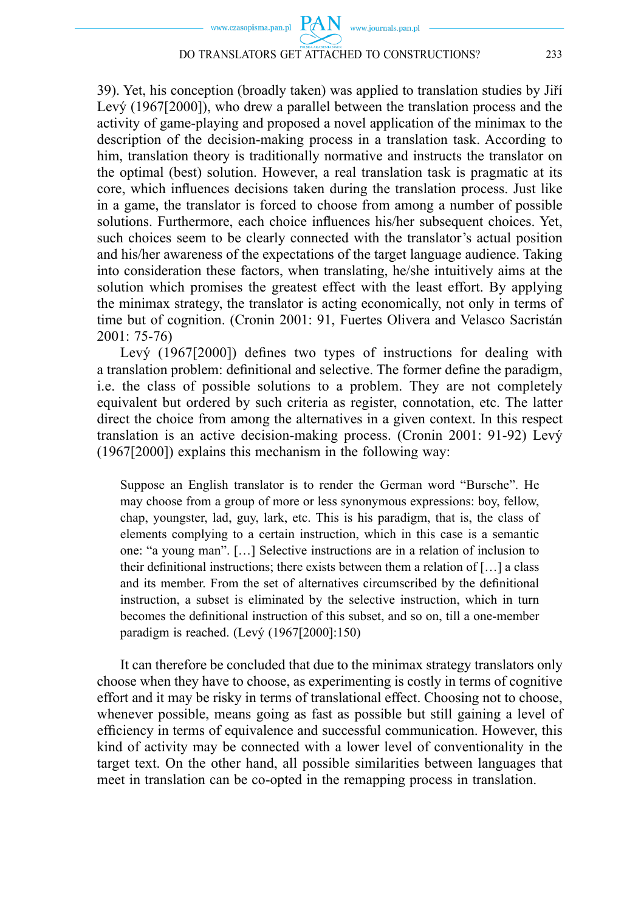39). Yet, his conception (broadly taken) was applied to translation studies by Jiří Levý (1967[2000]), who drew a parallel between the translation process and the activity of game-playing and proposed a novel application of the minimax to the description of the decision-making process in a translation task. According to him, translation theory is traditionally normative and instructs the translator on the optimal (best) solution. However, a real translation task is pragmatic at its core, which influences decisions taken during the translation process. Just like in a game, the translator is forced to choose from among a number of possible solutions. Furthermore, each choice influences his/her subsequent choices. Yet, such choices seem to be clearly connected with the translator's actual position and his/her awareness of the expectations of the target language audience. Taking into consideration these factors, when translating, he/she intuitively aims at the solution which promises the greatest effect with the least effort. By applying the minimax strategy, the translator is acting economically, not only in terms of time but of cognition. (Cronin 2001: 91, Fuertes Olivera and Velasco Sacristán 2001: 75-76)

Levý (1967[2000]) defines two types of instructions for dealing with a translation problem: definitional and selective. The former define the paradigm, i.e. the class of possible solutions to a problem. They are not completely equivalent but ordered by such criteria as register, connotation, etc. The latter direct the choice from among the alternatives in a given context. In this respect translation is an active decision-making process. (Cronin 2001: 91-92) Levý (1967[2000]) explains this mechanism in the following way:

> Suppose an English translator is to render the German word "Bursche". He may choose from a group of more or less synonymous expressions: boy, fellow, chap, youngster, lad, guy, lark, etc. This is his paradigm, that is, the class of elements complying to a certain instruction, which in this case is a semantic one: "a young man". […] Selective instructions are in a relation of inclusion to their definitional instructions; there exists between them a relation of […] a class and its member. From the set of alternatives circumscribed by the definitional instruction, a subset is eliminated by the selective instruction, which in turn becomes the definitional instruction of this subset, and so on, till a one-member paradigm is reached. (Levý (1967[2000]:150)

It can therefore be concluded that due to the minimax strategy translators only choose when they have to choose, as experimenting is costly in terms of cognitive effort and it may be risky in terms of translational effect. Choosing not to choose, whenever possible, means going as fast as possible but still gaining a level of efficiency in terms of equivalence and successful communication. However, this kind of activity may be connected with a lower level of conventionality in the target text. On the other hand, all possible similarities between languages that meet in translation can be co-opted in the remapping process in translation.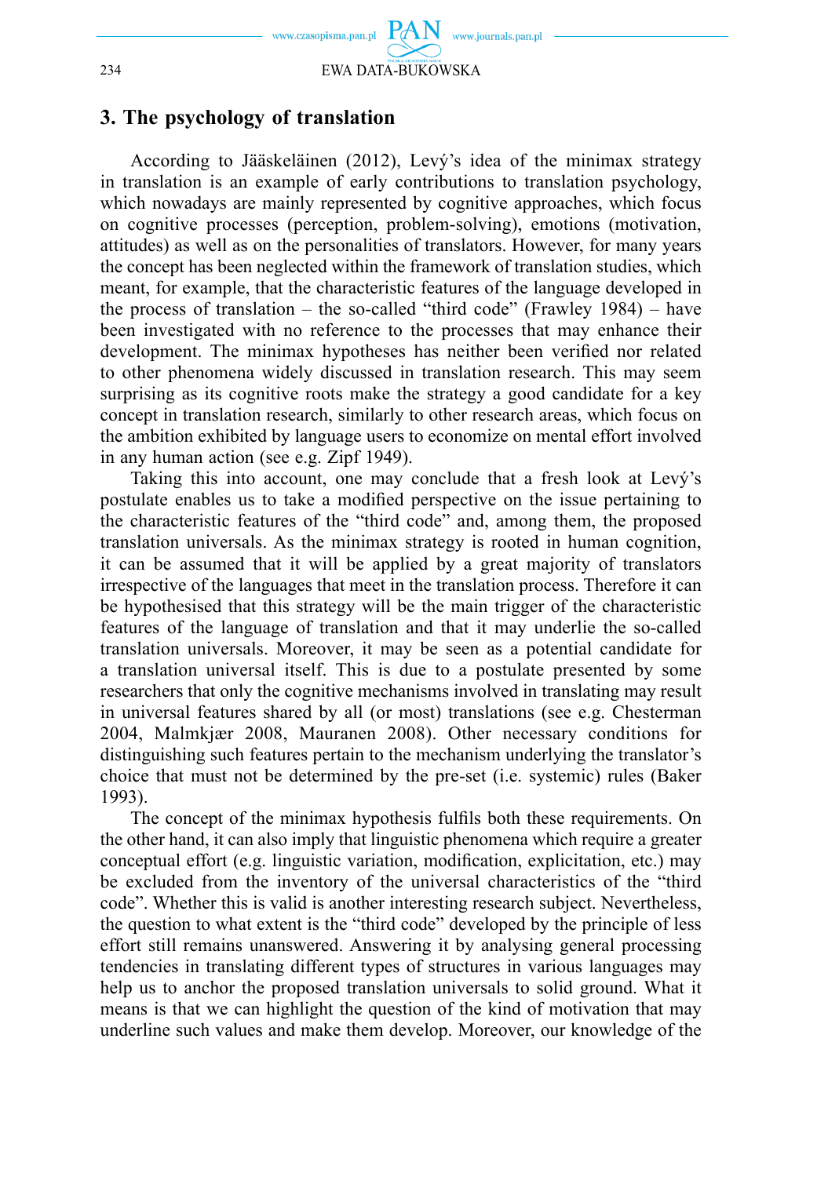## 3. The psychology of translation

According to Jääskeläinen (2012), Levý's idea of the minimax strategy in translation is an example of early contributions to translation psychology, which nowadays are mainly represented by cognitive approaches, which focus on cognitive processes (perception, problem-solving), emotions (motivation, attitudes) as well as on the personalities of translators. However, for many years the concept has been neglected within the framework of translation studies, which meant, for example, that the characteristic features of the language developed in the process of translation – the so-called "third code" (Frawley 1984) – have been investigated with no reference to the processes that may enhance their development. The minimax hypotheses has neither been verified nor related to other phenomena widely discussed in translation research. This may seem surprising as its cognitive roots make the strategy a good candidate for a key concept in translation research, similarly to other research areas, which focus on the ambition exhibited by language users to economize on mental effort involved in any human action (see e.g. Zipf 1949).

Taking this into account, one may conclude that a fresh look at Levý's postulate enables us to take a modified perspective on the issue pertaining to the characteristic features of the "third code" and, among them, the proposed translation universals. As the minimax strategy is rooted in human cognition, it can be assumed that it will be applied by a great majority of translators irrespective of the languages that meet in the translation process. Therefore it can be hypothesised that this strategy will be the main trigger of the characteristic features of the language of translation and that it may underlie the so-called translation universals. Moreover, it may be seen as a potential candidate for a translation universal itself. This is due to a postulate presented by some researchers that only the cognitive mechanisms involved in translating may result in universal features shared by all (or most) translations (see e.g. Chesterman 2004, Malmkjær 2008, Mauranen 2008). Other necessary conditions for distinguishing such features pertain to the mechanism underlying the translator's choice that must not be determined by the pre-set (i.e. systemic) rules (Baker 1993).

The concept of the minimax hypothesis fulfils both these requirements. On the other hand, it can also imply that linguistic phenomena which require a greater conceptual effort (e.g. linguistic variation, modification, explicitation, etc.) may be excluded from the inventory of the universal characteristics of the "third code". Whether this is valid is another interesting research subject. Nevertheless, the question to what extent is the "third code" developed by the principle of less effort still remains unanswered. Answering it by analysing general processing tendencies in translating different types of structures in various languages may help us to anchor the proposed translation universals to solid ground. What it means is that we can highlight the question of the kind of motivation that may underline such values and make them develop. Moreover, our knowledge of the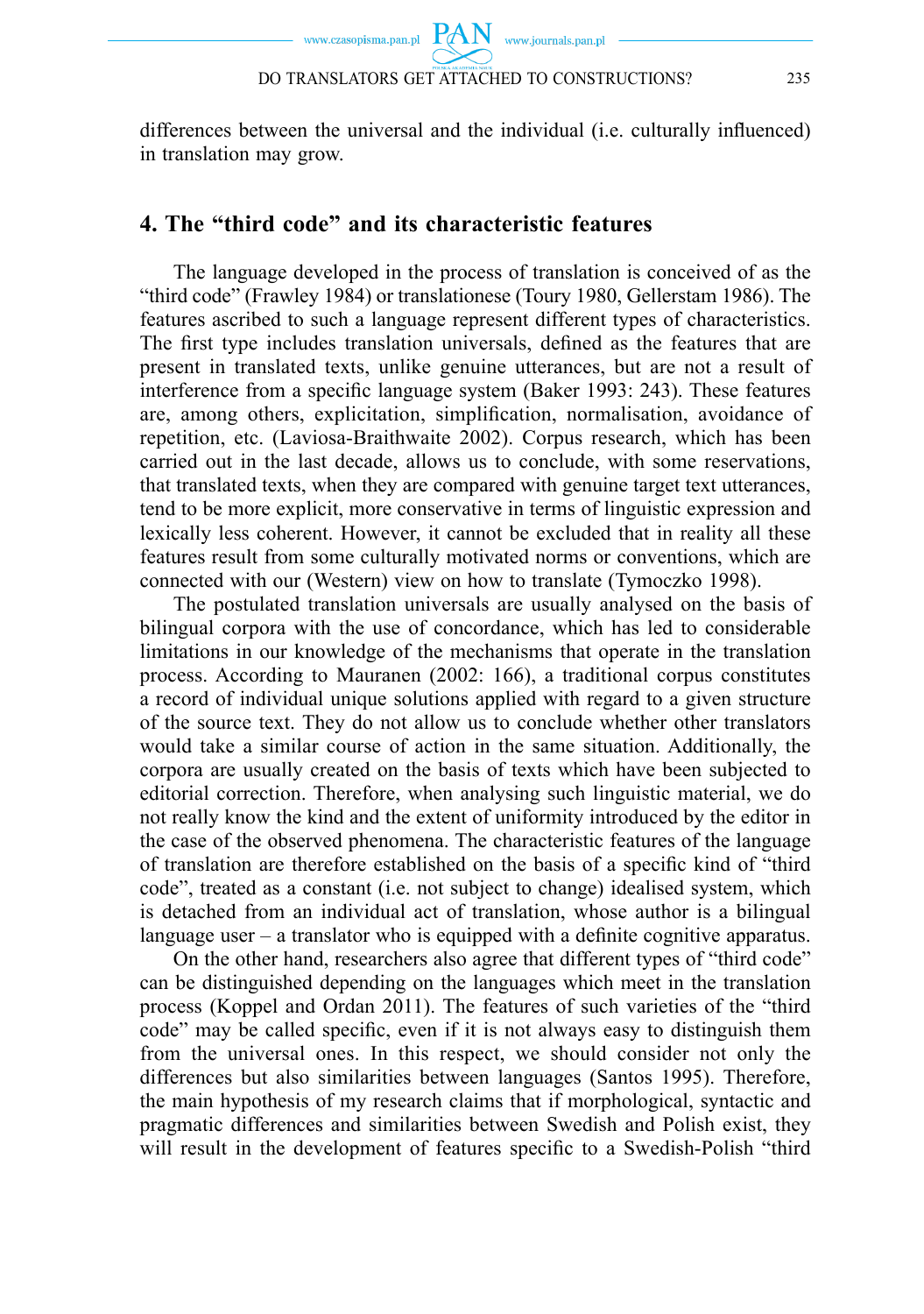differences between the universal and the individual (i.e. culturally influenced) in translation may grow.

## 4. The "third code" and its characteristic features

The language developed in the process of translation is conceived of as the "third code" (Frawley 1984) or translationese (Toury 1980, Gellerstam 1986). The features ascribed to such a language represent different types of characteristics. The first type includes translation universals, defined as the features that are present in translated texts, unlike genuine utterances, but are not a result of interference from a specific language system (Baker 1993: 243). These features are, among others, explicitation, simplification, normalisation, avoidance of repetition, etc. (Laviosa-Braithwaite 2002). Corpus research, which has been carried out in the last decade, allows us to conclude, with some reservations, that translated texts, when they are compared with genuine target text utterances, tend to be more explicit, more conservative in terms of linguistic expression and lexically less coherent. However, it cannot be excluded that in reality all these features result from some culturally motivated norms or conventions, which are connected with our (Western) view on how to translate (Tymoczko 1998).

The postulated translation universals are usually analysed on the basis of bilingual corpora with the use of concordance, which has led to considerable limitations in our knowledge of the mechanisms that operate in the translation process. According to Mauranen (2002: 166), a traditional corpus constitutes a record of individual unique solutions applied with regard to a given structure of the source text. They do not allow us to conclude whether other translators would take a similar course of action in the same situation. Additionally, the corpora are usually created on the basis of texts which have been subjected to editorial correction. Therefore, when analysing such linguistic material, we do not really know the kind and the extent of uniformity introduced by the editor in the case of the observed phenomena. The characteristic features of the language of translation are therefore established on the basis of a specific kind of "third code", treated as a constant (i.e. not subject to change) idealised system, which is detached from an individual act of translation, whose author is a bilingual language user – a translator who is equipped with a definite cognitive apparatus.

On the other hand, researchers also agree that different types of "third code" can be distinguished depending on the languages which meet in the translation process (Koppel and Ordan 2011). The features of such varieties of the "third code" may be called specific, even if it is not always easy to distinguish them from the universal ones. In this respect, we should consider not only the differences but also similarities between languages (Santos 1995). Therefore, the main hypothesis of my research claims that if morphological, syntactic and pragmatic differences and similarities between Swedish and Polish exist, they will result in the development of features specific to a Swedish-Polish "third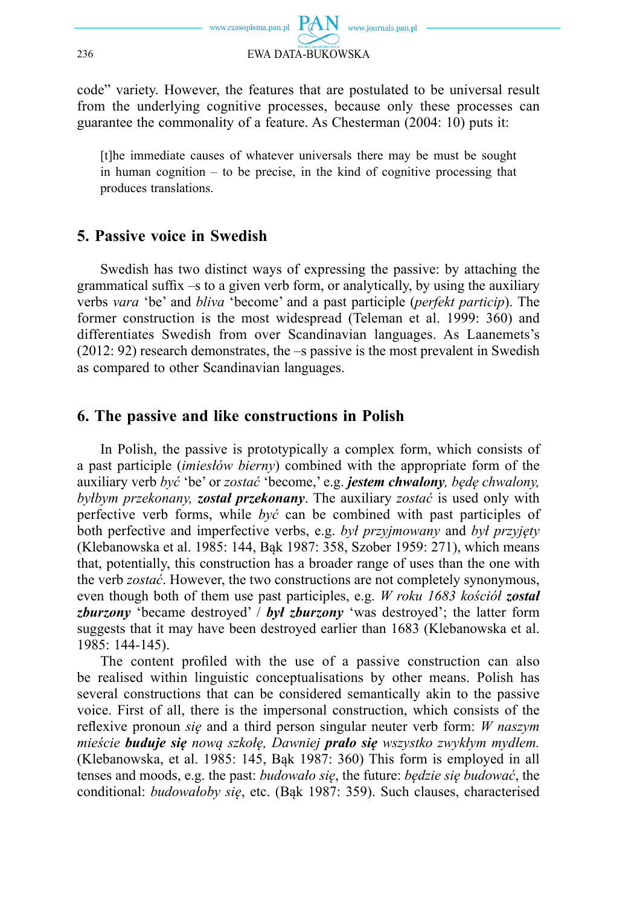code" variety. However, the features that are postulated to be universal result from the underlying cognitive processes, because only these processes can guarantee the commonality of a feature. As Chesterman (2004: 10) puts it:

> [t]he immediate causes of whatever universals there may be must be sought in human cognition – to be precise, in the kind of cognitive processing that produces translations.

## 5. Passive voice in Swedish

Swedish has two distinct ways of expressing the passive: by attaching the grammatical suffix –s to a given verb form, or analytically, by using the auxiliary verbs *vara* 'be' and *bliva* 'become' and a past participle (*perfekt particip*). The former construction is the most widespread (Teleman et al. 1999: 360) and differentiates Swedish from over Scandinavian languages. As Laanemets's (2012: 92) research demonstrates, the –s passive is the most prevalent in Swedish as compared to other Scandinavian languages.

## 6. The passive and like constructions in Polish

In Polish, the passive is prototypically a complex form, which consists of a past participle (*imiesłów bierny*) combined with the appropriate form of the auxiliary verb *być* 'be' or *zostać* 'become,' e.g. ***jestem chwalony****, będę chwalony, byłbym przekonany,* ***został przekonany***. The auxiliary *zostać* is used only with perfective verb forms, while *być* can be combined with past participles of both perfective and imperfective verbs, e.g. *był przyjmowany* and *był przyjęty* (Klebanowska et al. 1985: 144, Bąk 1987: 358, Szober 1959: 271), which means that, potentially, this construction has a broader range of uses than the one with the verb *zostać*. However, the two constructions are not completely synonymous, even though both of them use past participles, e.g. *W roku 1683 kościół* ***został zburzony*** 'became destroyed' / ***był zburzony*** 'was destroyed'; the latter form suggests that it may have been destroyed earlier than 1683 (Klebanowska et al. 1985: 144-145).

The content profiled with the use of a passive construction can also be realised within linguistic conceptualisations by other means. Polish has several constructions that can be considered semantically akin to the passive voice. First of all, there is the impersonal construction, which consists of the reflexive pronoun *się* and a third person singular neuter verb form: *W naszym mieście* ***buduje się*** *nową szkołę, Dawniej* ***prało się*** *wszystko zwykłym mydłem.* (Klebanowska, et al. 1985: 145, Bąk 1987: 360) This form is employed in all tenses and moods, e.g. the past: *budowało się*, the future: *będzie się budować*, the conditional: *budowałoby się*, etc. (Bąk 1987: 359). Such clauses, characterised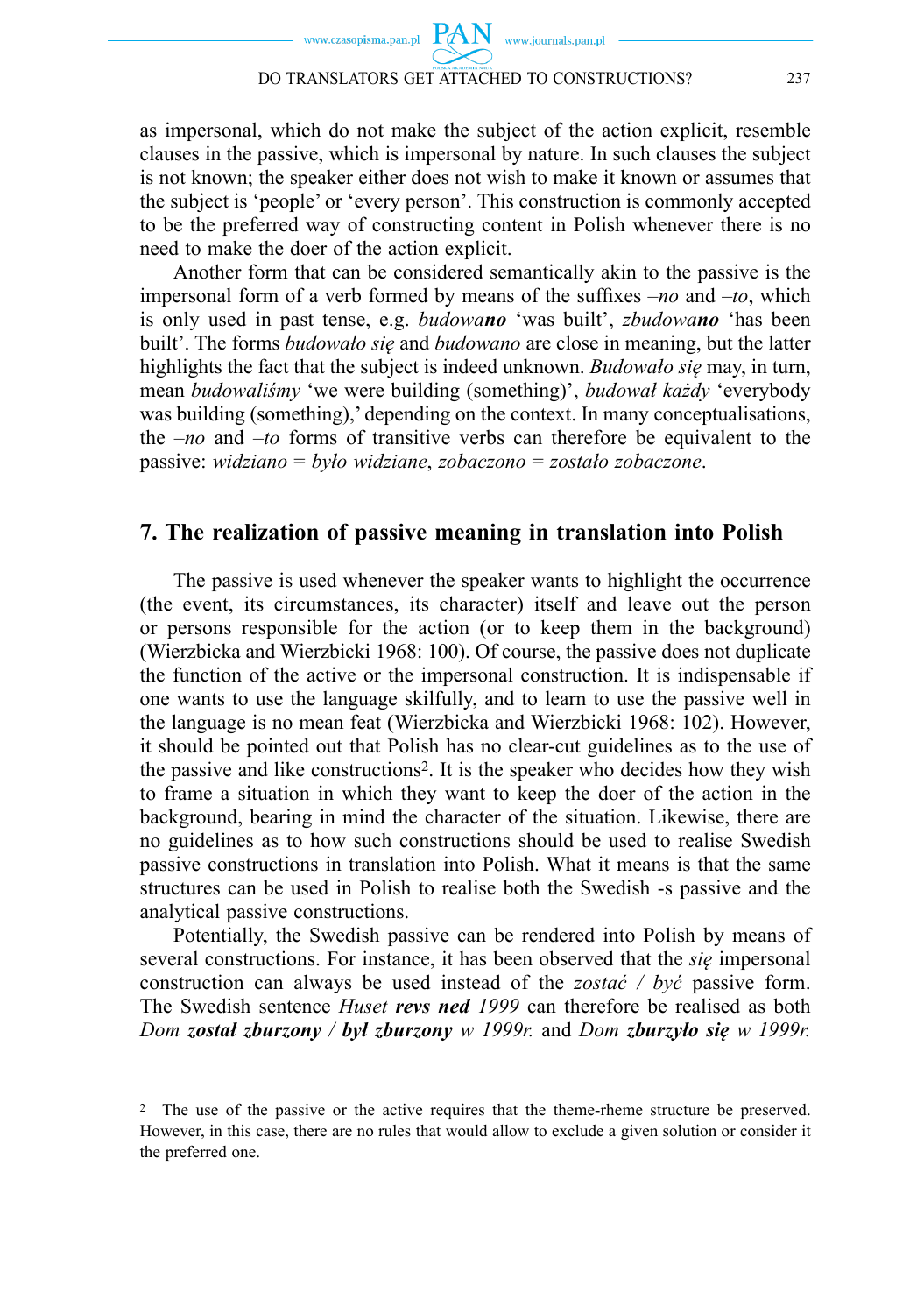as impersonal, which do not make the subject of the action explicit, resemble clauses in the passive, which is impersonal by nature. In such clauses the subject is not known; the speaker either does not wish to make it known or assumes that the subject is 'people' or 'every person'. This construction is commonly accepted to be the preferred way of constructing content in Polish whenever there is no need to make the doer of the action explicit.

Another form that can be considered semantically akin to the passive is the impersonal form of a verb formed by means of the suffixes *–no* and *–to*, which is only used in past tense, e.g. *budowa**no*** 'was built', *zbudowa**no*** 'has been built'. The forms *budowało się* and *budowano* are close in meaning, but the latter highlights the fact that the subject is indeed unknown. *Budowało się* may, in turn, mean *budowaliśmy* 'we were building (something)', *budował każdy* 'everybody was building (something),' depending on the context. In many conceptualisations, the *–no* and *–to* forms of transitive verbs can therefore be equivalent to the passive: *widziano* = *było widziane*, *zobaczono* = *zostało zobaczone*.

## 7. The realization of passive meaning in translation into Polish

The passive is used whenever the speaker wants to highlight the occurrence (the event, its circumstances, its character) itself and leave out the person or persons responsible for the action (or to keep them in the background) (Wierzbicka and Wierzbicki 1968: 100). Of course, the passive does not duplicate the function of the active or the impersonal construction. It is indispensable if one wants to use the language skilfully, and to learn to use the passive well in the language is no mean feat (Wierzbicka and Wierzbicki 1968: 102). However, it should be pointed out that Polish has no clear-cut guidelines as to the use of the passive and like constructions[2]. It is the speaker who decides how they wish to frame a situation in which they want to keep the doer of the action in the background, bearing in mind the character of the situation. Likewise, there are no guidelines as to how such constructions should be used to realise Swedish passive constructions in translation into Polish. What it means is that the same structures can be used in Polish to realise both the Swedish -s passive and the analytical passive constructions.

Potentially, the Swedish passive can be rendered into Polish by means of several constructions. For instance, it has been observed that the *się* impersonal construction can always be used instead of the *zostać / być* passive form. The Swedish sentence *Huset **revs ned** 1999* can therefore be realised as both *Dom **został zburzony / był zburzony** w 1999r.* and *Dom **zburzyło się** w 1999r.*

---

[2] The use of the passive or the active requires that the theme-rheme structure be preserved. However, in this case, there are no rules that would allow to exclude a given solution or consider it the preferred one.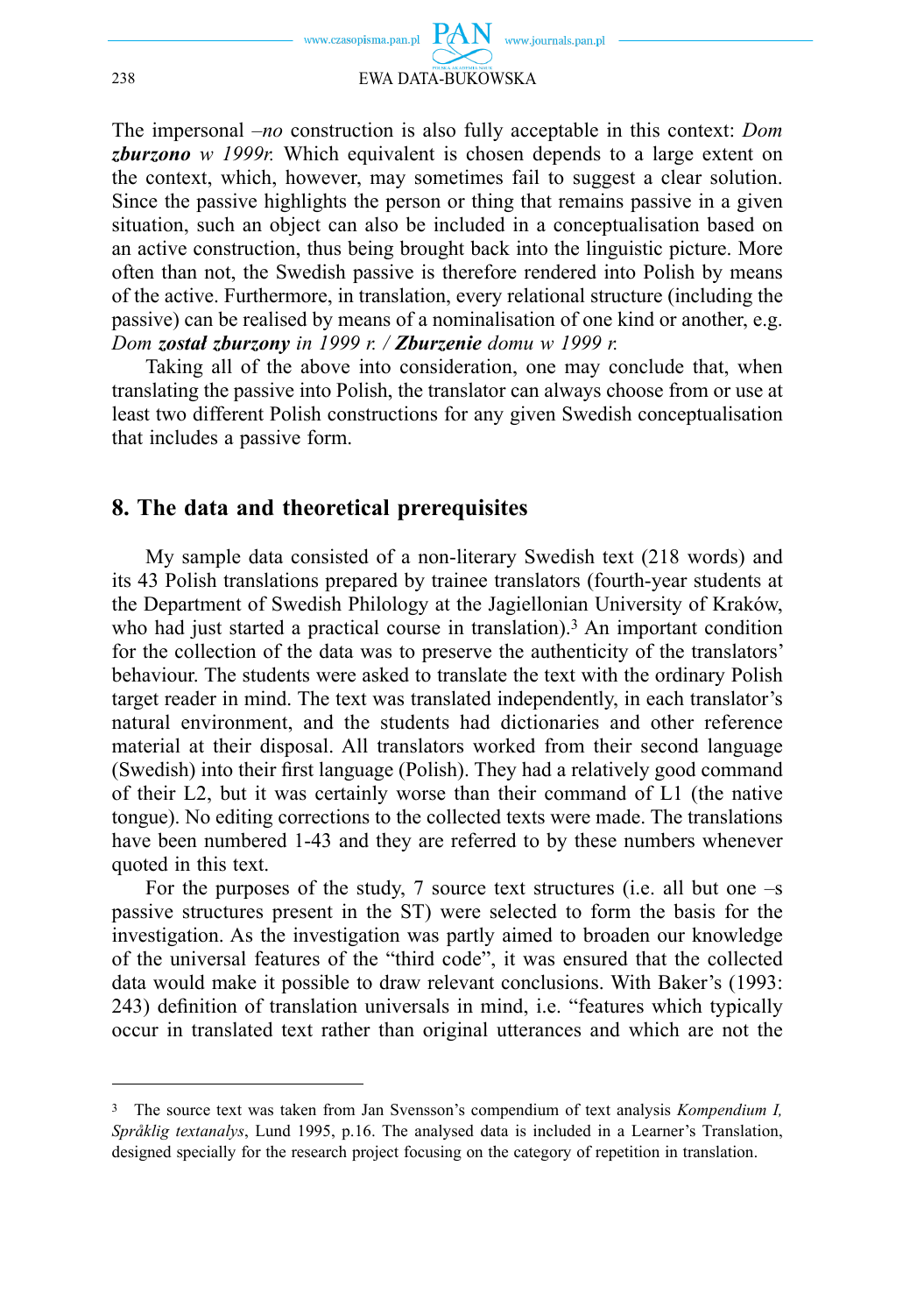The impersonal *–no* construction is also fully acceptable in this context: *Dom **zburzono** w 1999r.* Which equivalent is chosen depends to a large extent on the context, which, however, may sometimes fail to suggest a clear solution. Since the passive highlights the person or thing that remains passive in a given situation, such an object can also be included in a conceptualisation based on an active construction, thus being brought back into the linguistic picture. More often than not, the Swedish passive is therefore rendered into Polish by means of the active. Furthermore, in translation, every relational structure (including the passive) can be realised by means of a nominalisation of one kind or another, e.g. *Dom **został zburzony** in 1999 r. / **Zburzenie** domu w 1999 r.*

Taking all of the above into consideration, one may conclude that, when translating the passive into Polish, the translator can always choose from or use at least two different Polish constructions for any given Swedish conceptualisation that includes a passive form.

## 8. The data and theoretical prerequisites

My sample data consisted of a non-literary Swedish text (218 words) and its 43 Polish translations prepared by trainee translators (fourth-year students at the Department of Swedish Philology at the Jagiellonian University of Kraków, who had just started a practical course in translation).[3] An important condition for the collection of the data was to preserve the authenticity of the translators' behaviour. The students were asked to translate the text with the ordinary Polish target reader in mind. The text was translated independently, in each translator's natural environment, and the students had dictionaries and other reference material at their disposal. All translators worked from their second language (Swedish) into their first language (Polish). They had a relatively good command of their L2, but it was certainly worse than their command of L1 (the native tongue). No editing corrections to the collected texts were made. The translations have been numbered 1-43 and they are referred to by these numbers whenever quoted in this text.

For the purposes of the study, 7 source text structures (i.e. all but one –s passive structures present in the ST) were selected to form the basis for the investigation. As the investigation was partly aimed to broaden our knowledge of the universal features of the "third code", it was ensured that the collected data would make it possible to draw relevant conclusions. With Baker's (1993: 243) definition of translation universals in mind, i.e. "features which typically occur in translated text rather than original utterances and which are not the

---

[3] The source text was taken from Jan Svensson's compendium of text analysis *Kompendium I, Språklig textanalys*, Lund 1995, p.16. The analysed data is included in a Learner's Translation, designed specially for the research project focusing on the category of repetition in translation.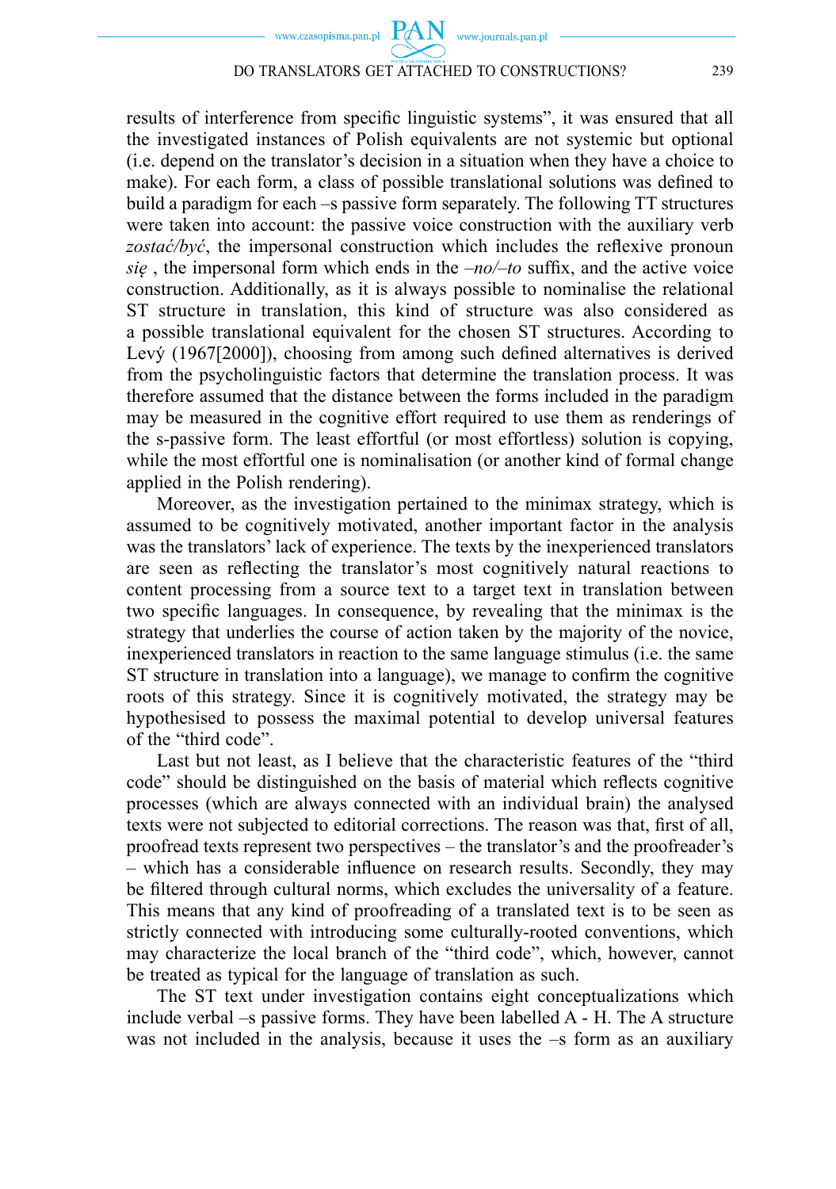results of interference from specific linguistic systems", it was ensured that all the investigated instances of Polish equivalents are not systemic but optional (i.e. depend on the translator's decision in a situation when they have a choice to make). For each form, a class of possible translational solutions was defined to build a paradigm for each –s passive form separately. The following TT structures were taken into account: the passive voice construction with the auxiliary verb *zostać/być*, the impersonal construction which includes the reflexive pronoun *się* , the impersonal form which ends in the *–no/–to* suffix, and the active voice construction. Additionally, as it is always possible to nominalise the relational ST structure in translation, this kind of structure was also considered as a possible translational equivalent for the chosen ST structures. According to Levý (1967[2000]), choosing from among such defined alternatives is derived from the psycholinguistic factors that determine the translation process. It was therefore assumed that the distance between the forms included in the paradigm may be measured in the cognitive effort required to use them as renderings of the s-passive form. The least effortful (or most effortless) solution is copying, while the most effortful one is nominalisation (or another kind of formal change applied in the Polish rendering).

Moreover, as the investigation pertained to the minimax strategy, which is assumed to be cognitively motivated, another important factor in the analysis was the translators' lack of experience. The texts by the inexperienced translators are seen as reflecting the translator's most cognitively natural reactions to content processing from a source text to a target text in translation between two specific languages. In consequence, by revealing that the minimax is the strategy that underlies the course of action taken by the majority of the novice, inexperienced translators in reaction to the same language stimulus (i.e. the same ST structure in translation into a language), we manage to confirm the cognitive roots of this strategy. Since it is cognitively motivated, the strategy may be hypothesised to possess the maximal potential to develop universal features of the "third code".

Last but not least, as I believe that the characteristic features of the "third code" should be distinguished on the basis of material which reflects cognitive processes (which are always connected with an individual brain) the analysed texts were not subjected to editorial corrections. The reason was that, first of all, proofread texts represent two perspectives – the translator's and the proofreader's – which has a considerable influence on research results. Secondly, they may be filtered through cultural norms, which excludes the universality of a feature. This means that any kind of proofreading of a translated text is to be seen as strictly connected with introducing some culturally-rooted conventions, which may characterize the local branch of the "third code", which, however, cannot be treated as typical for the language of translation as such.

The ST text under investigation contains eight conceptualizations which include verbal –s passive forms. They have been labelled A - H. The A structure was not included in the analysis, because it uses the –s form as an auxiliary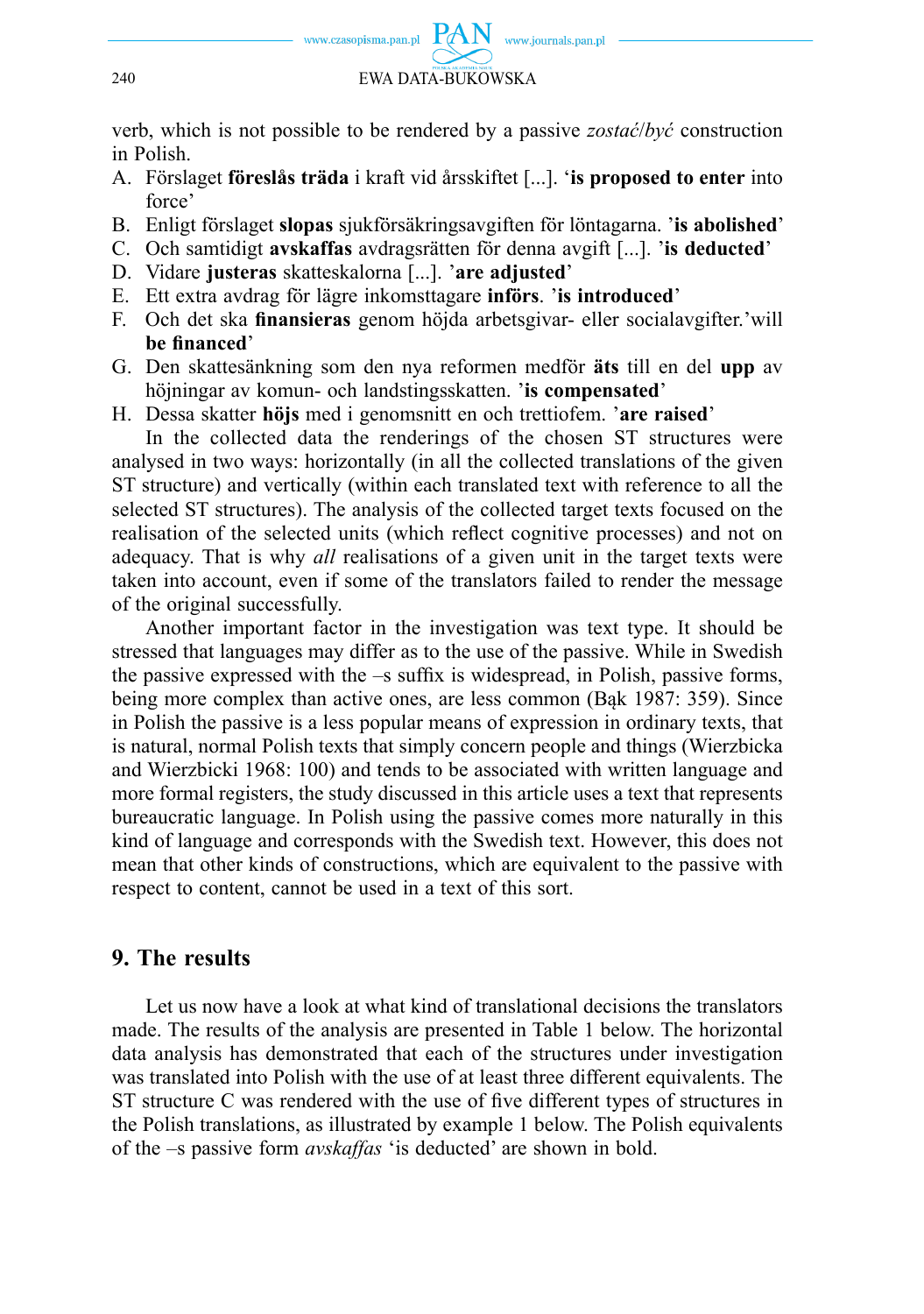verb, which is not possible to be rendered by a passive *zostać*/*być* construction in Polish.

A. Förslaget **föreslås träda** i kraft vid årsskiftet [...]. '**is proposed to enter** into force'
B. Enligt förslaget **slopas** sjukförsäkringsavgiften för löntagarna. '**is abolished**'
C. Och samtidigt **avskaffas** avdragsrätten för denna avgift [...]. '**is deducted**'
D. Vidare **justeras** skatteskalorna [...]. '**are adjusted**'
E. Ett extra avdrag för lägre inkomsttagare **införs**. '**is introduced**'
F. Och det ska **finansieras** genom höjda arbetsgivar- eller socialavgifter.'will **be financed**'
G. Den skattesänkning som den nya reformen medför **äts** till en del **upp** av höjningar av komun- och landstingsskatten. '**is compensated**'
H. Dessa skatter **höjs** med i genomsnitt en och trettiofem. '**are raised**'

In the collected data the renderings of the chosen ST structures were analysed in two ways: horizontally (in all the collected translations of the given ST structure) and vertically (within each translated text with reference to all the selected ST structures). The analysis of the collected target texts focused on the realisation of the selected units (which reflect cognitive processes) and not on adequacy. That is why *all* realisations of a given unit in the target texts were taken into account, even if some of the translators failed to render the message of the original successfully.

Another important factor in the investigation was text type. It should be stressed that languages may differ as to the use of the passive. While in Swedish the passive expressed with the –s suffix is widespread, in Polish, passive forms, being more complex than active ones, are less common (Bąk 1987: 359). Since in Polish the passive is a less popular means of expression in ordinary texts, that is natural, normal Polish texts that simply concern people and things (Wierzbicka and Wierzbicki 1968: 100) and tends to be associated with written language and more formal registers, the study discussed in this article uses a text that represents bureaucratic language. In Polish using the passive comes more naturally in this kind of language and corresponds with the Swedish text. However, this does not mean that other kinds of constructions, which are equivalent to the passive with respect to content, cannot be used in a text of this sort.

## 9. The results

Let us now have a look at what kind of translational decisions the translators made. The results of the analysis are presented in Table 1 below. The horizontal data analysis has demonstrated that each of the structures under investigation was translated into Polish with the use of at least three different equivalents. The ST structure C was rendered with the use of five different types of structures in the Polish translations, as illustrated by example 1 below. The Polish equivalents of the –s passive form *avskaffas* 'is deducted' are shown in bold.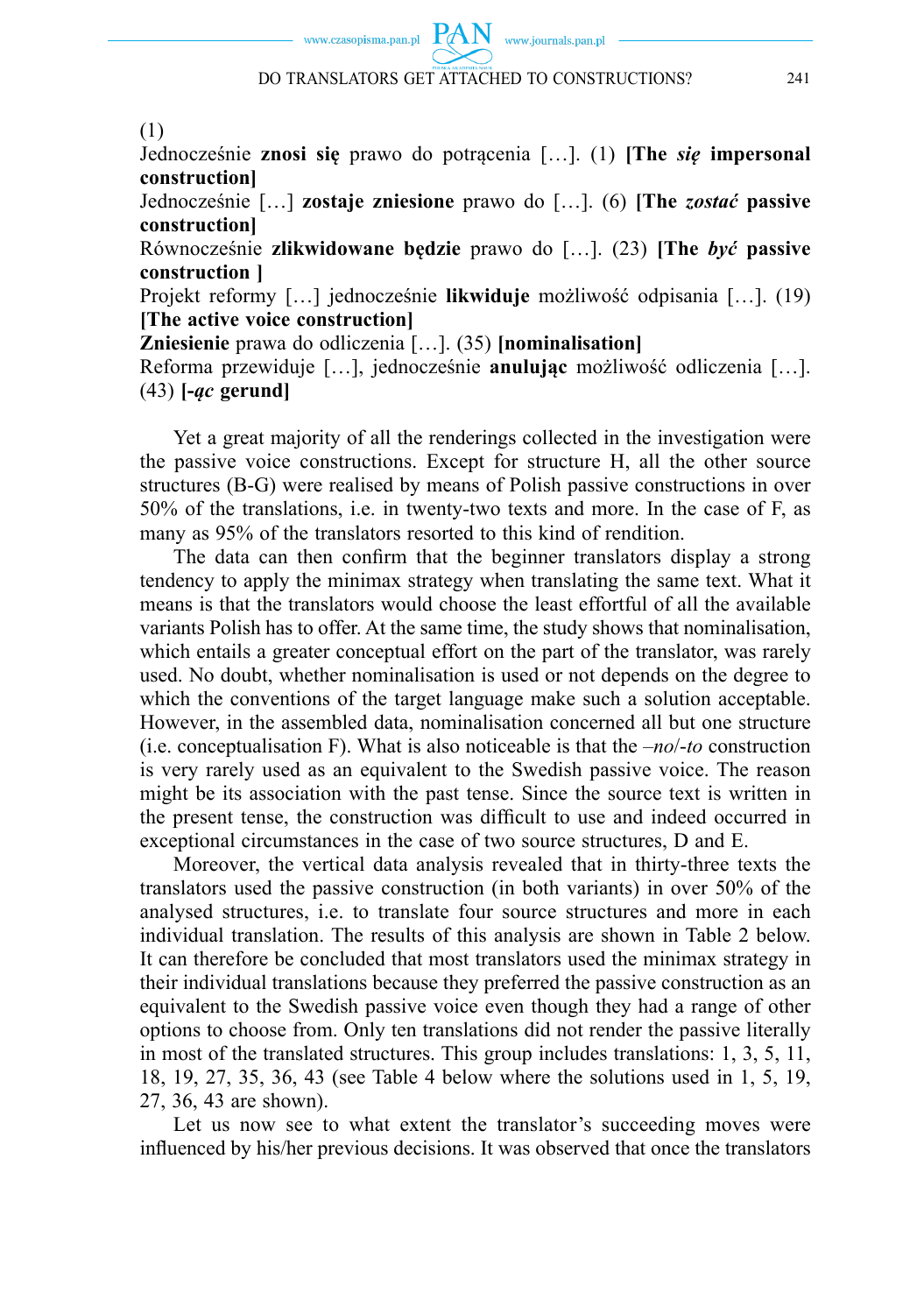(1)
Jednocześnie **znosi się** prawo do potrącenia […]. (1) **[The *się* impersonal construction]**
Jednocześnie […] **zostaje zniesione** prawo do […]. (6) **[The *zostać* passive construction]**
Równocześnie **zlikwidowane będzie** prawo do […]. (23) **[The *być* passive construction ]**
Projekt reformy […] jednocześnie **likwiduje** możliwość odpisania […]. (19) **[The active voice construction]**
**Zniesienie** prawa do odliczenia […]. (35) **[nominalisation]**
Reforma przewiduje […], jednocześnie **anulując** możliwość odliczenia […]. (43) **[-*ąc* gerund]**

Yet a great majority of all the renderings collected in the investigation were the passive voice constructions. Except for structure H, all the other source structures (B-G) were realised by means of Polish passive constructions in over 50% of the translations, i.e. in twenty-two texts and more. In the case of F, as many as 95% of the translators resorted to this kind of rendition.

The data can then confirm that the beginner translators display a strong tendency to apply the minimax strategy when translating the same text. What it means is that the translators would choose the least effortful of all the available variants Polish has to offer. At the same time, the study shows that nominalisation, which entails a greater conceptual effort on the part of the translator, was rarely used. No doubt, whether nominalisation is used or not depends on the degree to which the conventions of the target language make such a solution acceptable. However, in the assembled data, nominalisation concerned all but one structure (i.e. conceptualisation F). What is also noticeable is that the *–no*/*-to* construction is very rarely used as an equivalent to the Swedish passive voice. The reason might be its association with the past tense. Since the source text is written in the present tense, the construction was difficult to use and indeed occurred in exceptional circumstances in the case of two source structures, D and E.

Moreover, the vertical data analysis revealed that in thirty-three texts the translators used the passive construction (in both variants) in over 50% of the analysed structures, i.e. to translate four source structures and more in each individual translation. The results of this analysis are shown in Table 2 below. It can therefore be concluded that most translators used the minimax strategy in their individual translations because they preferred the passive construction as an equivalent to the Swedish passive voice even though they had a range of other options to choose from. Only ten translations did not render the passive literally in most of the translated structures. This group includes translations: 1, 3, 5, 11, 18, 19, 27, 35, 36, 43 (see Table 4 below where the solutions used in 1, 5, 19, 27, 36, 43 are shown).

Let us now see to what extent the translator's succeeding moves were influenced by his/her previous decisions. It was observed that once the translators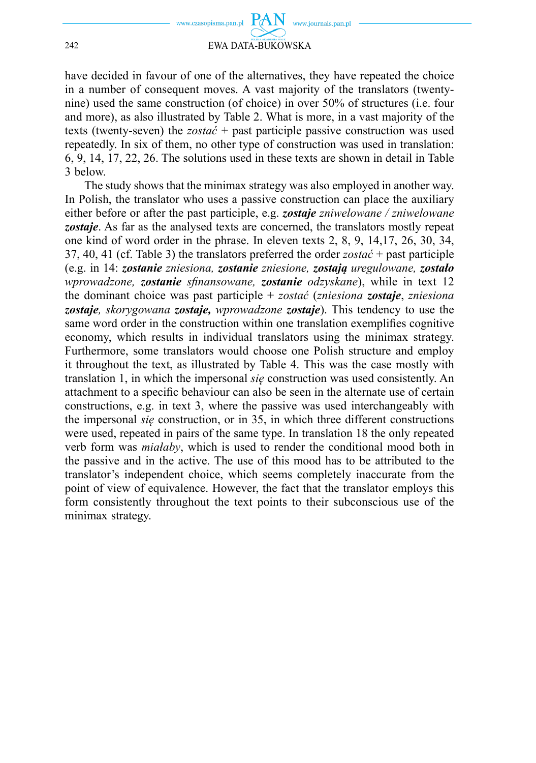have decided in favour of one of the alternatives, they have repeated the choice in a number of consequent moves. A vast majority of the translators (twenty-nine) used the same construction (of choice) in over 50% of structures (i.e. four and more), as also illustrated by Table 2. What is more, in a vast majority of the texts (twenty-seven) the *zostać* + past participle passive construction was used repeatedly. In six of them, no other type of construction was used in translation: 6, 9, 14, 17, 22, 26. The solutions used in these texts are shown in detail in Table 3 below.

The study shows that the minimax strategy was also employed in another way. In Polish, the translator who uses a passive construction can place the auxiliary either before or after the past participle, e.g. ***zostaje*** *zniwelowane / zniwelowane* ***zostaje***. As far as the analysed texts are concerned, the translators mostly repeat one kind of word order in the phrase. In eleven texts 2, 8, 9, 14,17, 26, 30, 34, 37, 40, 41 (cf. Table 3) the translators preferred the order *zostać* + past participle (e.g. in 14: ***zostanie*** *zniesiona,* ***zostanie*** *zniesione,* ***zostają*** *uregulowane,* ***zostało*** *wprowadzone,* ***zostanie*** *sfinansowane,* ***zostanie*** *odzyskane*), while in text 12 the dominant choice was past participle + *zostać* (*zniesiona* ***zostaje***, *zniesiona* ***zostaje****, skorygowana* ***zostaje,*** *wprowadzone* ***zostaje***). This tendency to use the same word order in the construction within one translation exemplifies cognitive economy, which results in individual translators using the minimax strategy. Furthermore, some translators would choose one Polish structure and employ it throughout the text, as illustrated by Table 4. This was the case mostly with translation 1, in which the impersonal *się* construction was used consistently. An attachment to a specific behaviour can also be seen in the alternate use of certain constructions, e.g. in text 3, where the passive was used interchangeably with the impersonal *się* construction, or in 35, in which three different constructions were used, repeated in pairs of the same type. In translation 18 the only repeated verb form was *miałaby*, which is used to render the conditional mood both in the passive and in the active. The use of this mood has to be attributed to the translator's independent choice, which seems completely inaccurate from the point of view of equivalence. However, the fact that the translator employs this form consistently throughout the text points to their subconscious use of the minimax strategy.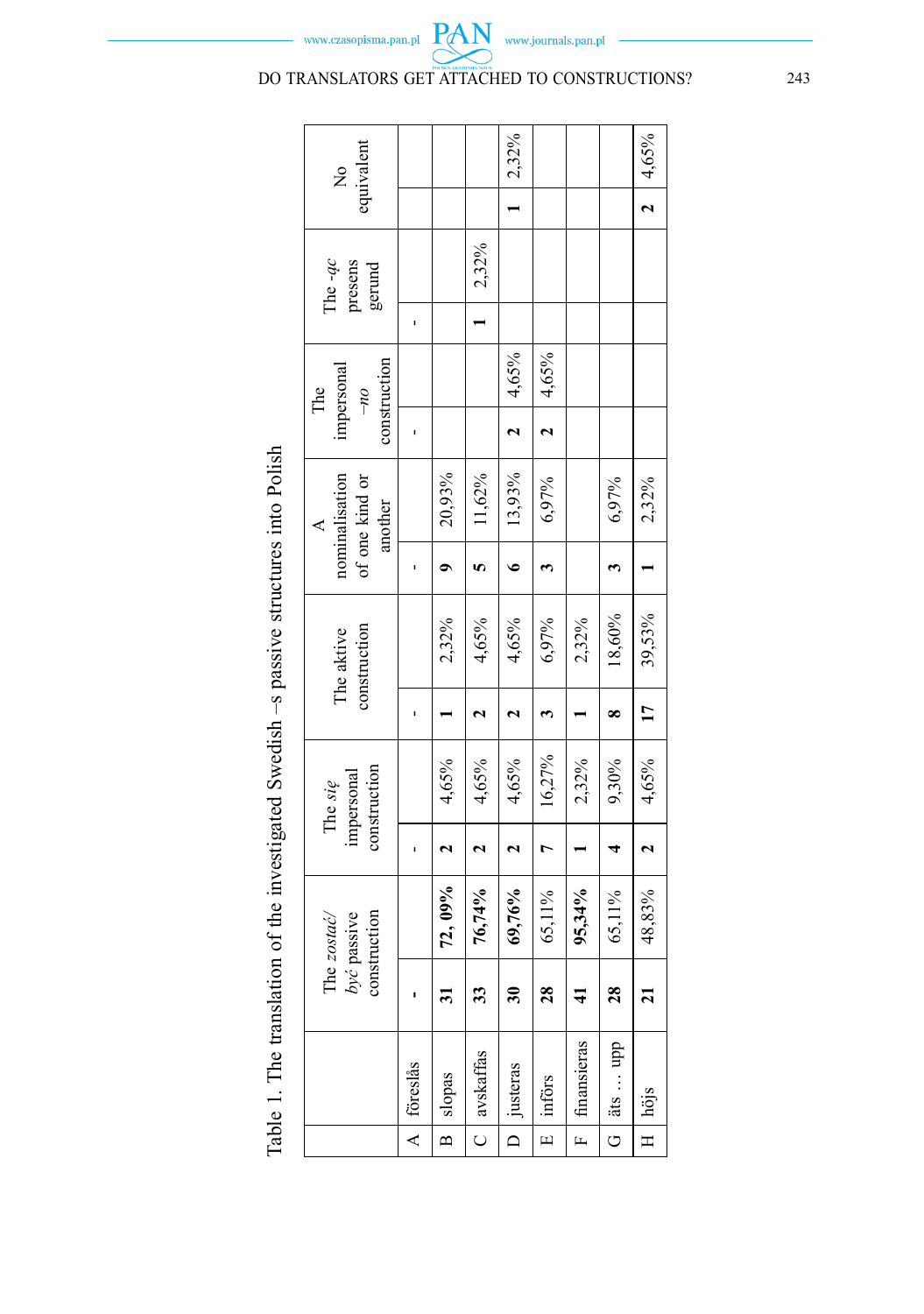Table 1. The translation of the investigated Swedish –s passive structures into Polish

| | | The *zostać/ być* passive construction | | The *się* impersonal construction | | The aktive construction | | A nominalisation of one kind or another | | The impersonal *–no* construction | | The *-ąc* presens gerund | | No equivalent | |
|---|---|---|---|---|---|---|---|---|---|---|---|---|---|---|---|
| A | föreslås | - | | - | | - | | - | | - | | - | | | |
| B | slopas | **31** | **72, 09%** | **2** | 4,65% | **1** | 2,32% | **9** | 20,93% | | | | | | |
| C | avskaffas | **33** | **76,74%** | **2** | 4,65% | **2** | 4,65% | **5** | 11,62% | | | **1** | 2,32% | | |
| D | justeras | **30** | **69,76%** | **2** | 4,65% | **2** | 4,65% | **6** | 13,93% | **2** | 4,65% | | | **1** | 2,32% |
| E | införs | **28** | 65,11% | **7** | 16,27% | **3** | 6,97% | **3** | 6,97% | **2** | 4,65% | | | | |
| F | finansieras | **41** | **95,34%** | **1** | 2,32% | **1** | 2,32% | | | | | | | | |
| G | äts … upp | **28** | 65,11% | **4** | 9,30% | **8** | 18,60% | **3** | 6,97% | | | | | | |
| H | höjs | **21** | 48,83% | **2** | 4,65% | **17** | 39,53% | **1** | 2,32% | | | | | **2** | 4,65% |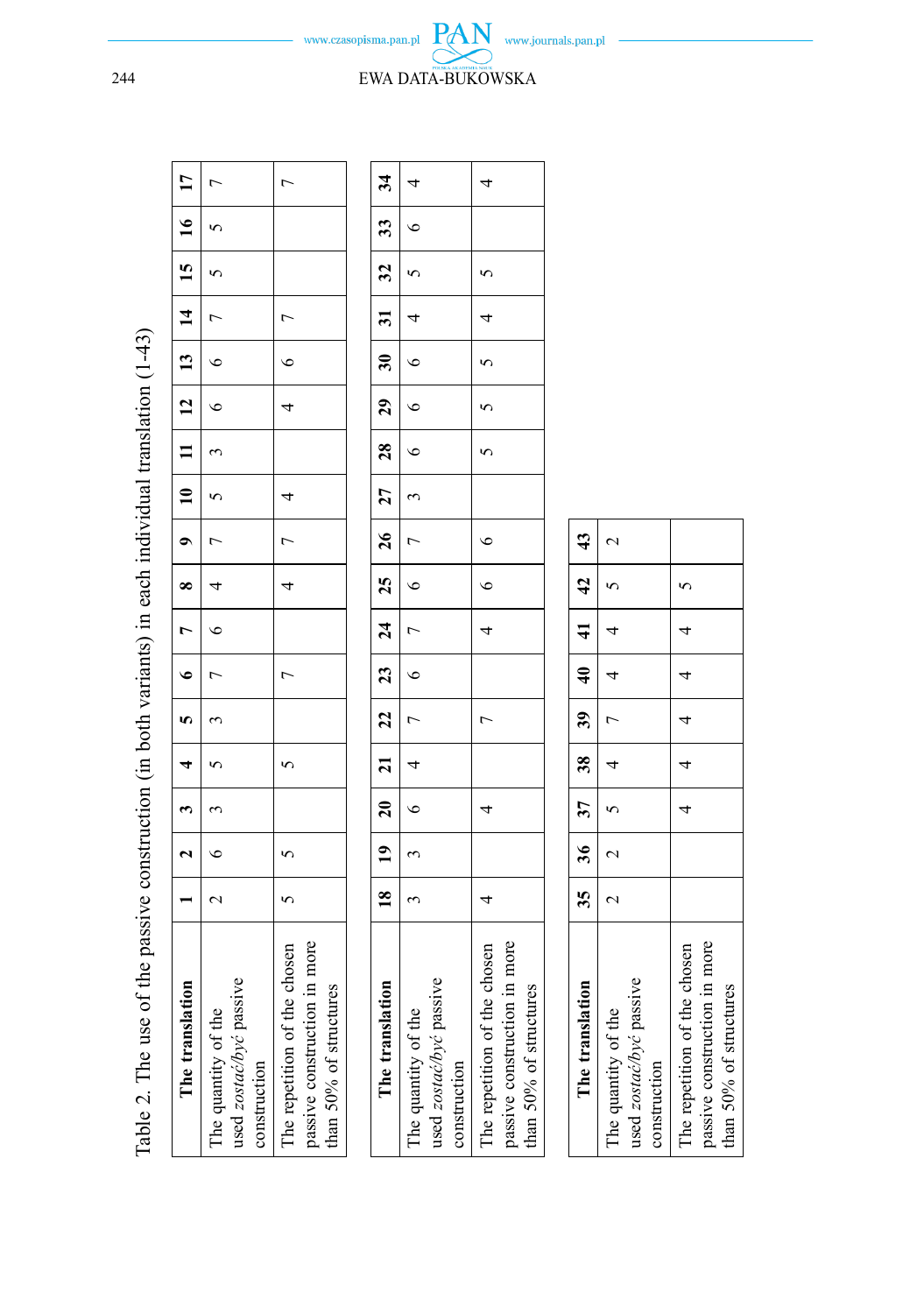Table 2. The use of the passive construction (in both variants) in each individual translation (1-43)

| The translation | 1 | 2 | 3 | 4 | 5 | 6 | 7 | 8 | 9 | 10 | 11 | 12 | 13 | 14 | 15 | 16 | 17 |
|---|---|---|---|---|---|---|---|---|---|---|---|---|---|---|---|---|---|
| The quantity of the used *zostać/być* passive construction | 2 | 6 | 3 | 5 | 3 | 7 | 6 | 4 | 7 | 5 | 3 | 6 | 6 | 7 | 5 | 5 | 7 |
| The repetition of the chosen passive construction in more than 50% of structures | 5 | 5 | | 5 | | 7 | | 4 | 7 | 4 | | 4 | 6 | 7 | | | 7 |

| The translation | 18 | 19 | 20 | 21 | 22 | 23 | 24 | 25 | 26 | 27 | 28 | 29 | 30 | 31 | 32 | 33 | 34 |
|---|---|---|---|---|---|---|---|---|---|---|---|---|---|---|---|---|---|
| The quantity of the used *zostać/być* passive construction | 3 | 3 | 6 | 4 | 7 | 6 | 7 | 6 | 7 | 3 | 6 | 6 | 6 | 4 | 5 | 6 | 4 |
| The repetition of the chosen passive construction in more than 50% of structures | 4 | | 4 | | 7 | | 4 | 6 | 6 | | 5 | 5 | 5 | 4 | 5 | | 4 |

| The translation | 35 | 36 | 37 | 38 | 39 | 40 | 41 | 42 | 43 |
|---|---|---|---|---|---|---|---|---|---|
| The quantity of the used *zostać/być* passive construction | 2 | 2 | 5 | 4 | 7 | 4 | 4 | 5 | 2 |
| The repetition of the chosen passive construction in more than 50% of structures | | | 4 | 4 | 4 | 4 | 4 | 5 | |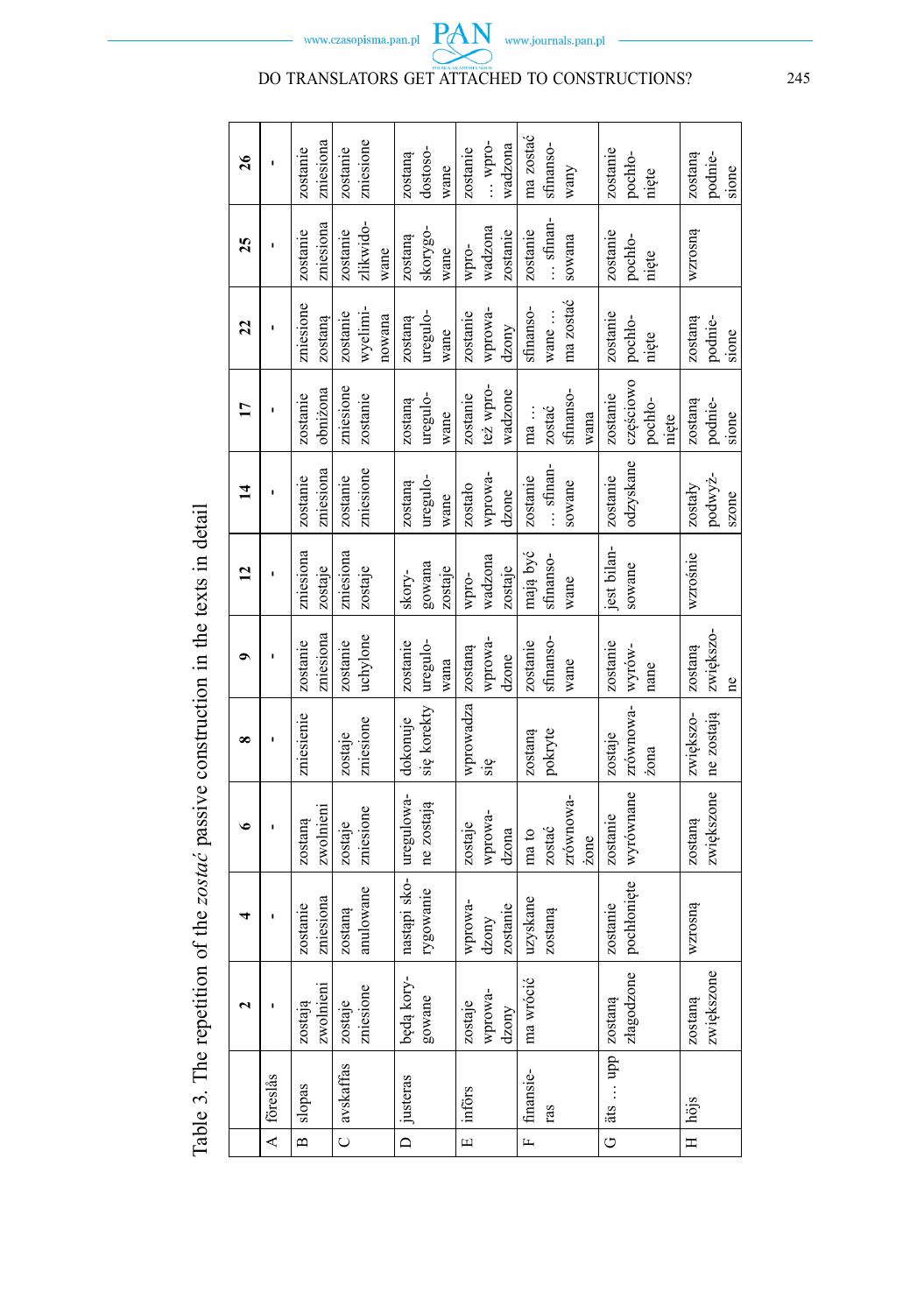Table 3. The repetition of the *zostać* passive construction in the texts in detail

| | | 2 | 4 | 6 | 8 | 9 | 12 | 14 | 17 | 22 | 25 | 26 |
|---|---|---|---|---|---|---|---|---|---|---|---|---|
| A | förslås | - | - | - | - | - | - | - | - | - | - | - |
| B | slopas | zostają zwolnieni | zostanie zniesiona | zostaną zwolnieni | zniesienie | zostanie zniesiona | zniesiona zostaje | zostanie zniesiona | zostanie obniżona | zniesione zostaną | zostanie zniesiona | zostanie zniesiona |
| C | avskaffas | zostaje zniesione | zostaną anulowane | zostaje zniesione | zostaje zniesione | zostanie uchylone | zniesiona zostaje | zostanie zniesione | zniesione zostanie | zostanie wyelimi-nowana | zostanie zlikwido-wane | zostanie zniesione |
| D | justeras | będą kory-gowane | nastąpi sko-rygowanie | uregulowa-ne zostają | dokonuje się korekty | zostanie uregulo-wana | skory-gowana zostaje | zostaną uregulo-wane | zostaną uregulo-wane | zostaną uregulo-wane | zostaną skorygo-wane | zostaną dostoso-wane |
| E | införs | zostaje wprowa-dzony | wprowa-dzony zostanie | zostaje wprowa-dzona | wprowadza się | zostaną wprowa-dzone | wpro-wadzona zostaje | zostało wprowa-dzone | zostanie też wpro-wadzone | zostanie wprowa-dzony | wpro-wadzona zostanie | zostanie … wpro-wadzona |
| F | finansie-ras | ma wrócić | uzyskane zostaną | ma to zostać zrównowa-żone | zostaną pokryte | zostanie sfinanso-wane | mają być sfinanso-wane | zostanie … sfinan-sowane | ma … zostać sfinanso-wana | sfinanso-wane … ma zostać | zostanie … sfinan-sowana | ma zostać sfinanso-wany |
| G | äts … upp | zostaną złagodzone | zostanie pochłonięte | zostanie wyrównane | zostaje zrównowa-żona | zostanie wyrów-nane | jest bilan-sowane | zostanie odzyskane | zostanie częściowo pochło-nięte | zostanie pochło-nięte | zostanie pochło-nięte | zostanie pochło-nięte |
| H | höjs | zostaną zwiększone | wzrosną | zostaną zwiększone | zwiększo-ne zostają | zostaną zwiększo-ne | wzrośnie | zostały podwyż-szone | zostaną podnie-sione | zostaną podnie-sione | wzrosną | zostaną podnie-sione |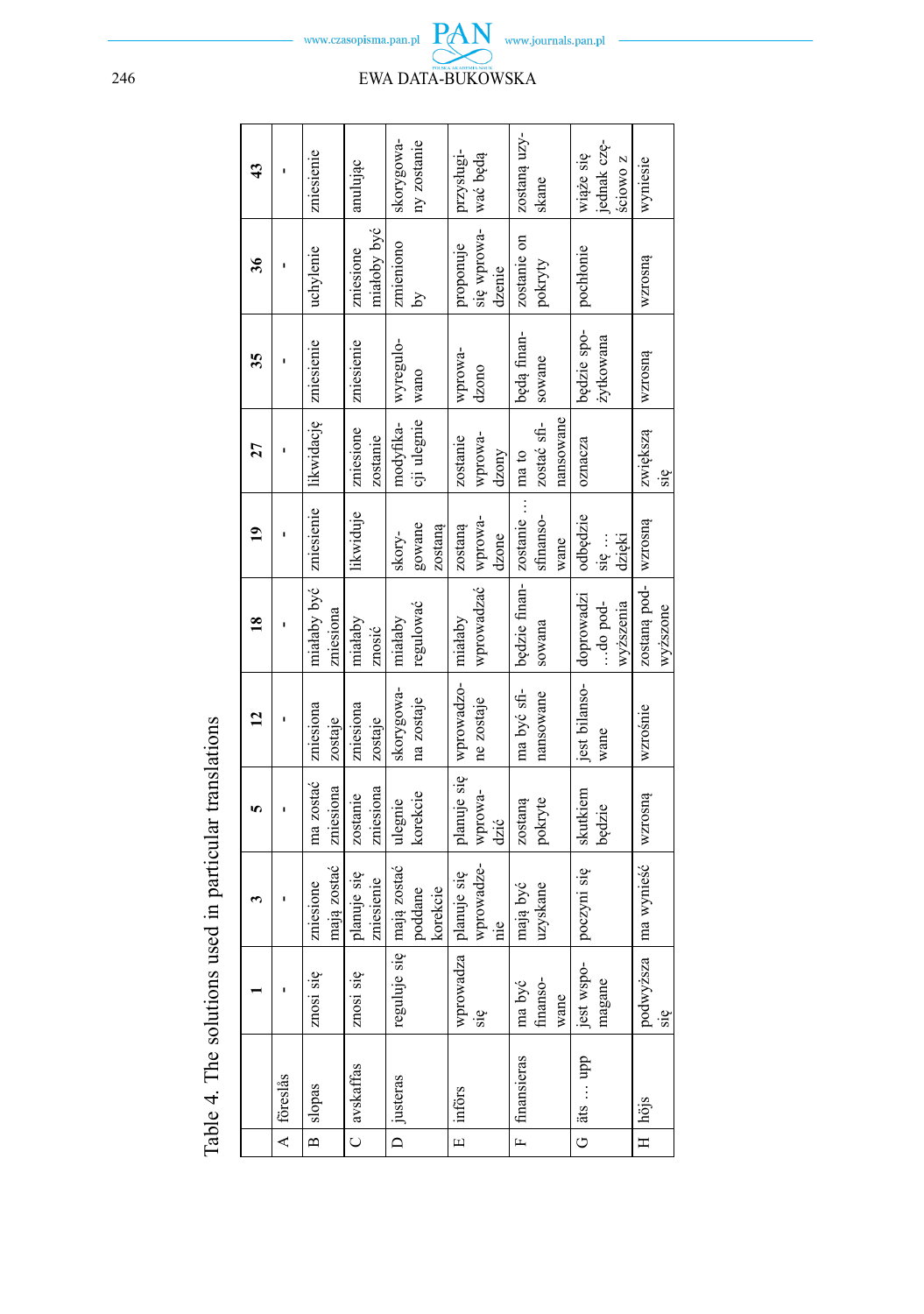Table 4. The solutions used in particular translations

| | | 1 | 3 | 5 | 12 | 18 | 19 | 27 | 35 | 36 | 43 |
|---|---|---|---|---|---|---|---|---|---|---|---|
| A | föreslås | - | - | - | - | - | - | - | - | - | - |
| B | slopas | znosi się | zniesione mają zostać | ma zostać zniesiona | zniesiona zostaje | miałaby być zniesiona | zniesienie | likwidację | zniesienie | uchylenie | zniesienie |
| C | avskaffas | znosi się | planuje się zniesienie | zostanie zniesiona | zniesiona zostaje | miałaby znosić | likwiduje | zniesione zostanie | zniesienie | zniesione miałoby być | anulując |
| D | justeras | reguluje się | mają zostać poddane korekcie | ulegnie korekcie | skorygowana zostaje | miałaby regulować | skorygowane zostaną | modyfikacji ulegnie | wyregulowano | zmieniono by | skorygowany zostanie |
| E | införs | wprowadza się | planuje się wprowadzenie | planuje się wprowadzić | wprowadzone zostaje | miałaby wprowadzać | zostaną wprowadzone | zostanie wprowadzony | wprowadzono | proponuje się wprowadzenie | przysługiwać będą |
| F | finansieras | ma być finansowane | mają być uzyskane | zostaną pokryte | ma być sfinansowane | będzie finansowana | zostanie … sfinansowane | ma to zostać sfinansowane | będą finansowane | zostanie on pokryty | zostaną uzyskane |
| G | äts … upp | jest wspomagane | poczyni się | skutkiem będzie | jest bilansowane | doprowadzi …do podwyższenia | odbędzie się … dzięki | oznacza | będzie spożytkowana | pochłonie | wiąże się jednak częściowo z |
| H | höjs | podwyższa się | ma wynieść | wzrosną | wzrośnie | zostaną podwyższone | wzrosną | zwiększą się | wzrosną | wzrosną | wyniesie |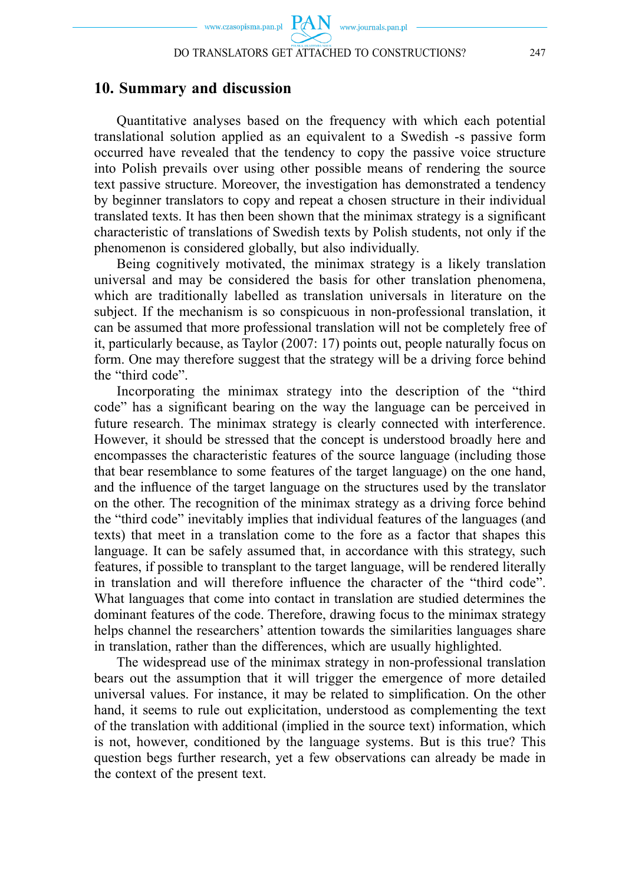## 10. Summary and discussion

Quantitative analyses based on the frequency with which each potential translational solution applied as an equivalent to a Swedish -s passive form occurred have revealed that the tendency to copy the passive voice structure into Polish prevails over using other possible means of rendering the source text passive structure. Moreover, the investigation has demonstrated a tendency by beginner translators to copy and repeat a chosen structure in their individual translated texts. It has then been shown that the minimax strategy is a significant characteristic of translations of Swedish texts by Polish students, not only if the phenomenon is considered globally, but also individually.

Being cognitively motivated, the minimax strategy is a likely translation universal and may be considered the basis for other translation phenomena, which are traditionally labelled as translation universals in literature on the subject. If the mechanism is so conspicuous in non-professional translation, it can be assumed that more professional translation will not be completely free of it, particularly because, as Taylor (2007: 17) points out, people naturally focus on form. One may therefore suggest that the strategy will be a driving force behind the "third code".

Incorporating the minimax strategy into the description of the "third code" has a significant bearing on the way the language can be perceived in future research. The minimax strategy is clearly connected with interference. However, it should be stressed that the concept is understood broadly here and encompasses the characteristic features of the source language (including those that bear resemblance to some features of the target language) on the one hand, and the influence of the target language on the structures used by the translator on the other. The recognition of the minimax strategy as a driving force behind the "third code" inevitably implies that individual features of the languages (and texts) that meet in a translation come to the fore as a factor that shapes this language. It can be safely assumed that, in accordance with this strategy, such features, if possible to transplant to the target language, will be rendered literally in translation and will therefore influence the character of the "third code". What languages that come into contact in translation are studied determines the dominant features of the code. Therefore, drawing focus to the minimax strategy helps channel the researchers' attention towards the similarities languages share in translation, rather than the differences, which are usually highlighted.

The widespread use of the minimax strategy in non-professional translation bears out the assumption that it will trigger the emergence of more detailed universal values. For instance, it may be related to simplification. On the other hand, it seems to rule out explicitation, understood as complementing the text of the translation with additional (implied in the source text) information, which is not, however, conditioned by the language systems. But is this true? This question begs further research, yet a few observations can already be made in the context of the present text.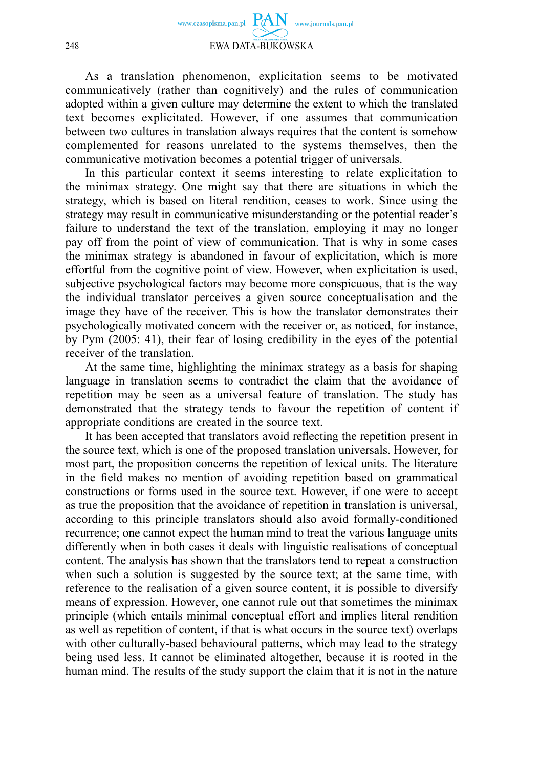As a translation phenomenon, explicitation seems to be motivated communicatively (rather than cognitively) and the rules of communication adopted within a given culture may determine the extent to which the translated text becomes explicitated. However, if one assumes that communication between two cultures in translation always requires that the content is somehow complemented for reasons unrelated to the systems themselves, then the communicative motivation becomes a potential trigger of universals.

In this particular context it seems interesting to relate explicitation to the minimax strategy. One might say that there are situations in which the strategy, which is based on literal rendition, ceases to work. Since using the strategy may result in communicative misunderstanding or the potential reader's failure to understand the text of the translation, employing it may no longer pay off from the point of view of communication. That is why in some cases the minimax strategy is abandoned in favour of explicitation, which is more effortful from the cognitive point of view. However, when explicitation is used, subjective psychological factors may become more conspicuous, that is the way the individual translator perceives a given source conceptualisation and the image they have of the receiver. This is how the translator demonstrates their psychologically motivated concern with the receiver or, as noticed, for instance, by Pym (2005: 41), their fear of losing credibility in the eyes of the potential receiver of the translation.

At the same time, highlighting the minimax strategy as a basis for shaping language in translation seems to contradict the claim that the avoidance of repetition may be seen as a universal feature of translation. The study has demonstrated that the strategy tends to favour the repetition of content if appropriate conditions are created in the source text.

It has been accepted that translators avoid reflecting the repetition present in the source text, which is one of the proposed translation universals. However, for most part, the proposition concerns the repetition of lexical units. The literature in the field makes no mention of avoiding repetition based on grammatical constructions or forms used in the source text. However, if one were to accept as true the proposition that the avoidance of repetition in translation is universal, according to this principle translators should also avoid formally-conditioned recurrence; one cannot expect the human mind to treat the various language units differently when in both cases it deals with linguistic realisations of conceptual content. The analysis has shown that the translators tend to repeat a construction when such a solution is suggested by the source text; at the same time, with reference to the realisation of a given source content, it is possible to diversify means of expression. However, one cannot rule out that sometimes the minimax principle (which entails minimal conceptual effort and implies literal rendition as well as repetition of content, if that is what occurs in the source text) overlaps with other culturally-based behavioural patterns, which may lead to the strategy being used less. It cannot be eliminated altogether, because it is rooted in the human mind. The results of the study support the claim that it is not in the nature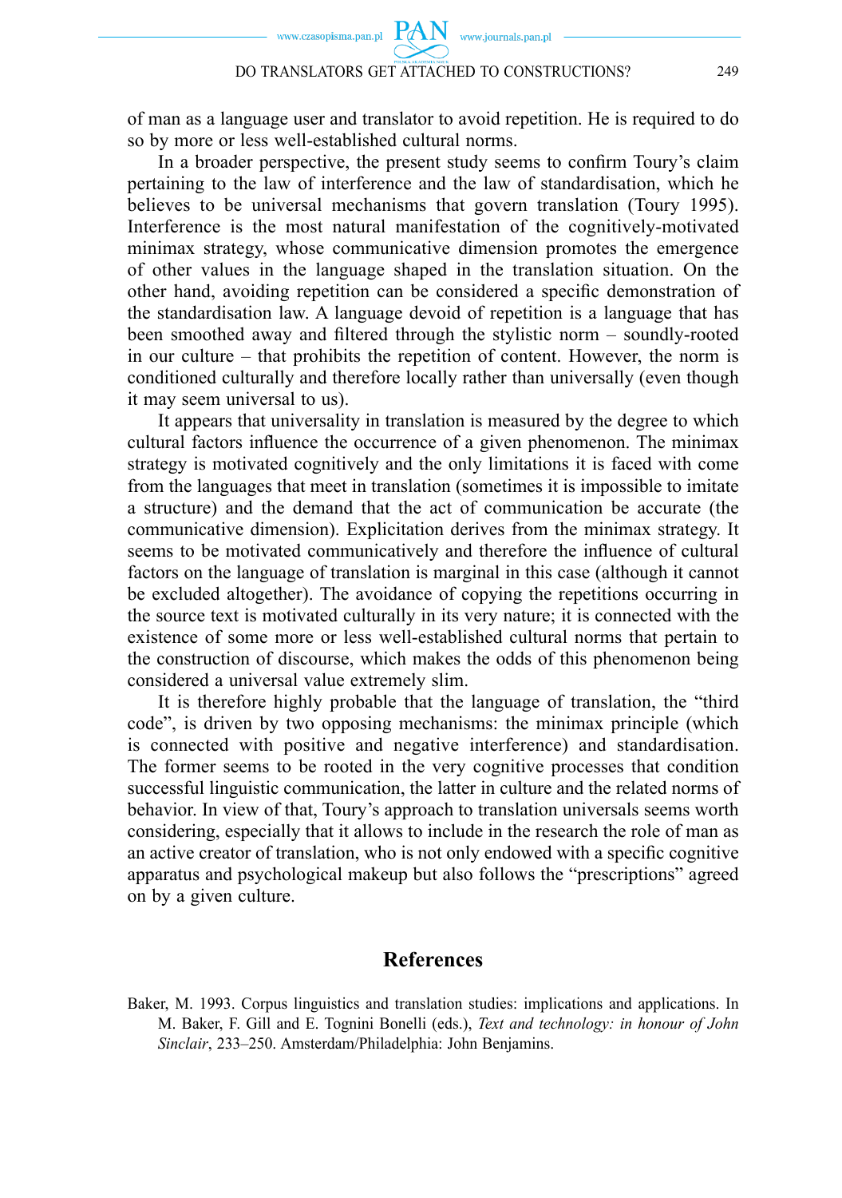of man as a language user and translator to avoid repetition. He is required to do so by more or less well-established cultural norms.

In a broader perspective, the present study seems to confirm Toury's claim pertaining to the law of interference and the law of standardisation, which he believes to be universal mechanisms that govern translation (Toury 1995). Interference is the most natural manifestation of the cognitively-motivated minimax strategy, whose communicative dimension promotes the emergence of other values in the language shaped in the translation situation. On the other hand, avoiding repetition can be considered a specific demonstration of the standardisation law. A language devoid of repetition is a language that has been smoothed away and filtered through the stylistic norm – soundly-rooted in our culture – that prohibits the repetition of content. However, the norm is conditioned culturally and therefore locally rather than universally (even though it may seem universal to us).

It appears that universality in translation is measured by the degree to which cultural factors influence the occurrence of a given phenomenon. The minimax strategy is motivated cognitively and the only limitations it is faced with come from the languages that meet in translation (sometimes it is impossible to imitate a structure) and the demand that the act of communication be accurate (the communicative dimension). Explicitation derives from the minimax strategy. It seems to be motivated communicatively and therefore the influence of cultural factors on the language of translation is marginal in this case (although it cannot be excluded altogether). The avoidance of copying the repetitions occurring in the source text is motivated culturally in its very nature; it is connected with the existence of some more or less well-established cultural norms that pertain to the construction of discourse, which makes the odds of this phenomenon being considered a universal value extremely slim.

It is therefore highly probable that the language of translation, the "third code", is driven by two opposing mechanisms: the minimax principle (which is connected with positive and negative interference) and standardisation. The former seems to be rooted in the very cognitive processes that condition successful linguistic communication, the latter in culture and the related norms of behavior. In view of that, Toury's approach to translation universals seems worth considering, especially that it allows to include in the research the role of man as an active creator of translation, who is not only endowed with a specific cognitive apparatus and psychological makeup but also follows the "prescriptions" agreed on by a given culture.

## References

Baker, M. 1993. Corpus linguistics and translation studies: implications and applications. In M. Baker, F. Gill and E. Tognini Bonelli (eds.), *Text and technology: in honour of John Sinclair*, 233–250. Amsterdam/Philadelphia: John Benjamins.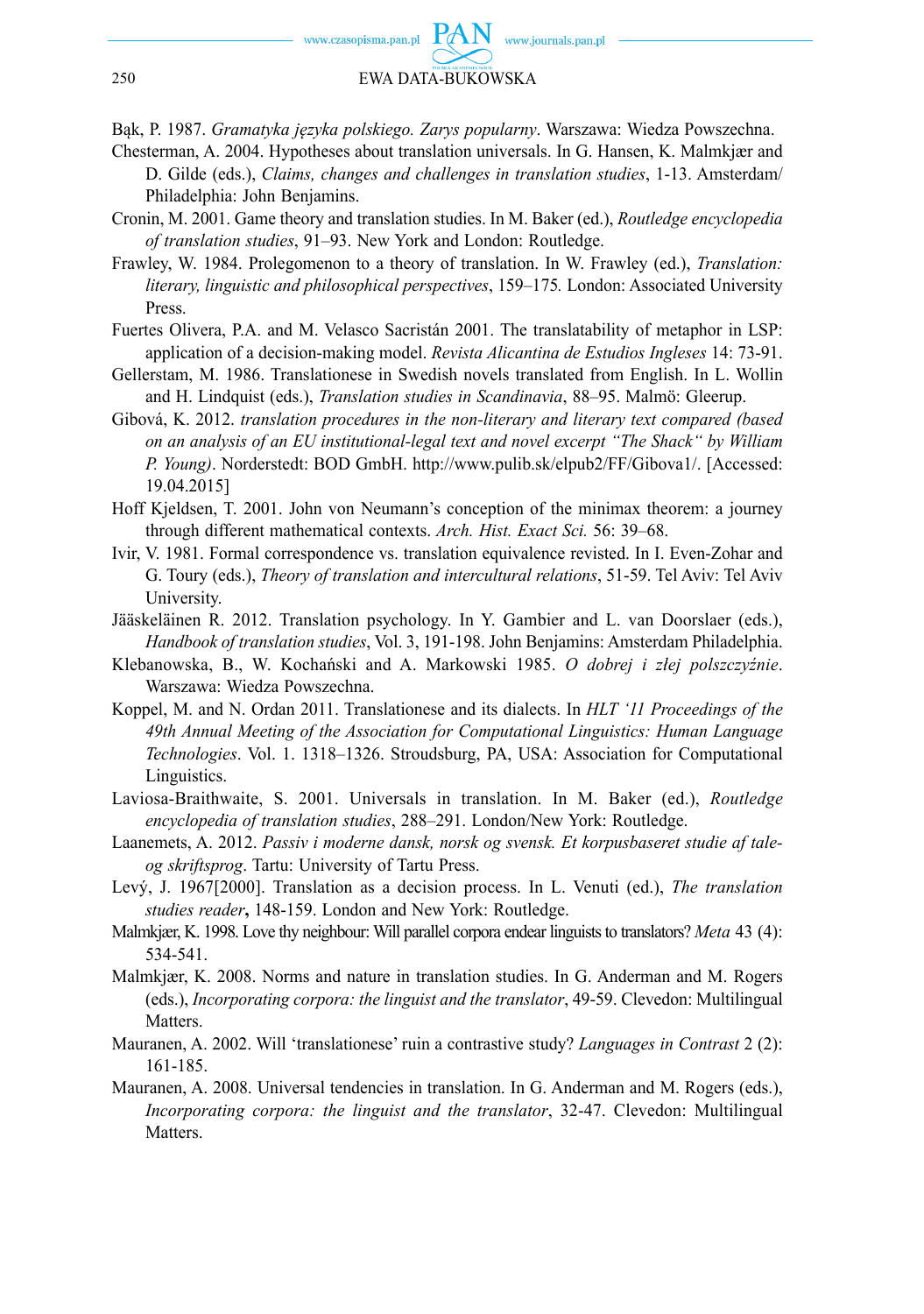Bąk, P. 1987. *Gramatyka języka polskiego. Zarys popularny*. Warszawa: Wiedza Powszechna.

Chesterman, A. 2004. Hypotheses about translation universals. In G. Hansen, K. Malmkjær and D. Gilde (eds.), *Claims, changes and challenges in translation studies*, 1-13. Amsterdam/Philadelphia: John Benjamins.

Cronin, M. 2001. Game theory and translation studies. In M. Baker (ed.), *Routledge encyclopedia of translation studies*, 91–93. New York and London: Routledge.

Frawley, W. 1984. Prolegomenon to a theory of translation. In W. Frawley (ed.), *Translation: literary, linguistic and philosophical perspectives*, 159–175*.* London: Associated University Press.

Fuertes Olivera, P.A. and M. Velasco Sacristán 2001. The translatability of metaphor in LSP: application of a decision-making model. *Revista Alicantina de Estudios Ingleses* 14: 73-91.

Gellerstam, M. 1986. Translationese in Swedish novels translated from English. In L. Wollin and H. Lindquist (eds.), *Translation studies in Scandinavia*, 88–95. Malmö: Gleerup.

Gibová, K. 2012. *translation procedures in the non-literary and literary text compared (based on an analysis of an EU institutional-legal text and novel excerpt "The Shack" by William P. Young)*. Norderstedt: BOD GmbH. http://www.pulib.sk/elpub2/FF/Gibova1/. [Accessed: 19.04.2015]

Hoff Kjeldsen, T. 2001. John von Neumann's conception of the minimax theorem: a journey through different mathematical contexts. *Arch. Hist. Exact Sci.* 56: 39–68.

Ivir, V. 1981. Formal correspondence vs. translation equivalence revisted. In I. Even-Zohar and G. Toury (eds.), *Theory of translation and intercultural relations*, 51-59. Tel Aviv: Tel Aviv University.

Jääskeläinen R. 2012. Translation psychology. In Y. Gambier and L. van Doorslaer (eds.), *Handbook of translation studies*, Vol. 3, 191-198. John Benjamins: Amsterdam Philadelphia.

Klebanowska, B., W. Kochański and A. Markowski 1985. *O dobrej i złej polszczyźnie*. Warszawa: Wiedza Powszechna.

Koppel, M. and N. Ordan 2011. Translationese and its dialects. In *HLT '11 Proceedings of the 49th Annual Meeting of the Association for Computational Linguistics: Human Language Technologies*. Vol. 1. 1318–1326. Stroudsburg, PA, USA: Association for Computational Linguistics.

Laviosa-Braithwaite, S. 2001. Universals in translation. In M. Baker (ed.), *Routledge encyclopedia of translation studies*, 288–291. London/New York: Routledge.

Laanemets, A. 2012. *Passiv i moderne dansk, norsk og svensk. Et korpusbaseret studie af tale- og skriftsprog*. Tartu: University of Tartu Press.

Levý, J. 1967[2000]. Translation as a decision process. In L. Venuti (ed.), *The translation studies reader***,** 148-159. London and New York: Routledge.

Malmkjær, K. 1998. Love thy neighbour: Will parallel corpora endear linguists to translators? *Meta* 43 (4): 534-541.

Malmkjær, K. 2008. Norms and nature in translation studies. In G. Anderman and M. Rogers (eds.), *Incorporating corpora: the linguist and the translator*, 49-59. Clevedon: Multilingual Matters.

Mauranen, A. 2002. Will 'translationese' ruin a contrastive study? *Languages in Contrast* 2 (2): 161-185.

Mauranen, A. 2008. Universal tendencies in translation. In G. Anderman and M. Rogers (eds.), *Incorporating corpora: the linguist and the translator*, 32-47. Clevedon: Multilingual Matters.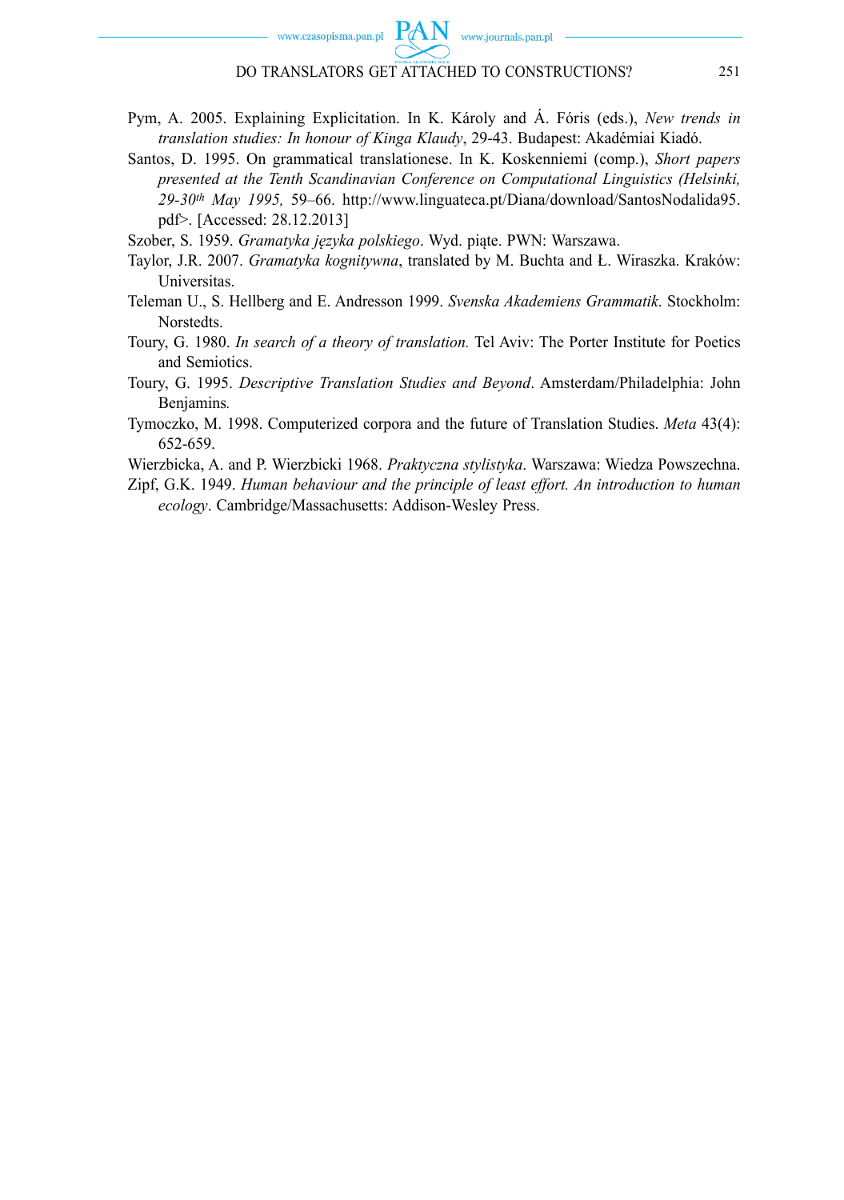Pym, A. 2005. Explaining Explicitation. In K. Károly and Á. Fóris (eds.), *New trends in translation studies: In honour of Kinga Klaudy*, 29-43. Budapest: Akadémiai Kiadó.

Santos, D. 1995. On grammatical translationese. In K. Koskenniemi (comp.), *Short papers presented at the Tenth Scandinavian Conference on Computational Linguistics (Helsinki, 29-30th May 1995,* 59–66. http://www.linguateca.pt/Diana/download/SantosNodalida95.pdf>. [Accessed: 28.12.2013]

Szober, S. 1959. *Gramatyka języka polskiego*. Wyd. piąte. PWN: Warszawa.

Taylor, J.R. 2007. *Gramatyka kognitywna*, translated by M. Buchta and Ł. Wiraszka. Kraków: Universitas.

Teleman U., S. Hellberg and E. Andresson 1999. *Svenska Akademiens Grammatik*. Stockholm: Norstedts.

Toury, G. 1980. *In search of a theory of translation.* Tel Aviv: The Porter Institute for Poetics and Semiotics.

Toury, G. 1995. *Descriptive Translation Studies and Beyond*. Amsterdam/Philadelphia: John Benjamins*.*

Tymoczko, M. 1998. Computerized corpora and the future of Translation Studies. *Meta* 43(4): 652-659.

Wierzbicka, A. and P. Wierzbicki 1968. *Praktyczna stylistyka*. Warszawa: Wiedza Powszechna.

Zipf, G.K. 1949. *Human behaviour and the principle of least effort. An introduction to human ecology*. Cambridge/Massachusetts: Addison-Wesley Press.